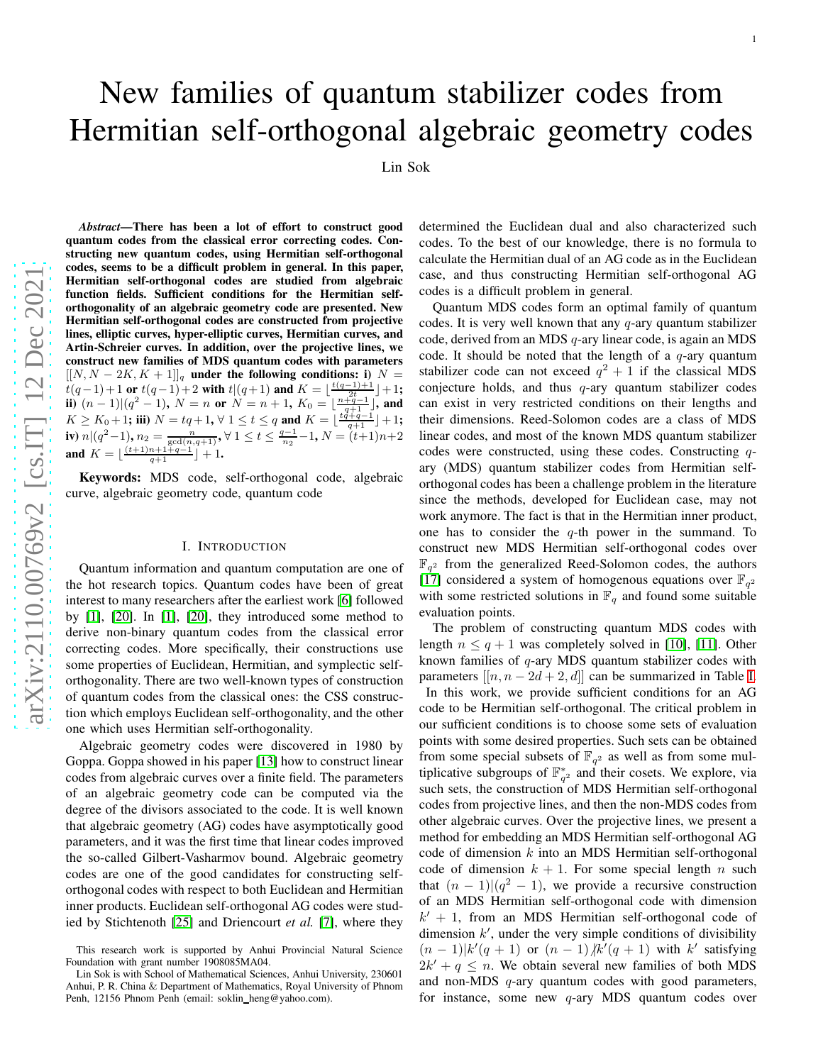# New families of quantum stabilizer codes from Hermitian self-orthogonal algebraic geometry codes

Lin Sok

***Abstract*—There has been a lot of effort to construct good quantum codes from the classical error correcting codes. Constructing new quantum codes, using Hermitian self-orthogonal codes, seems to be a difficult problem in general. In this paper, Hermitian self-orthogonal codes are studied from algebraic function fields. Sufficient conditions for the Hermitian self-orthogonality of an algebraic geometry code are presented. New Hermitian self-orthogonal codes are constructed from projective lines, elliptic curves, hyper-elliptic curves, Hermitian curves, and Artin-Schreier curves. In addition, over the projective lines, we construct new families of MDS quantum codes with parameters $[[N, N-2K, K+1]]_q$ under the following conditions: i) $N = t(q-1)+1$ or $t(q-1)+2$ with $t|(q+1)$ and $K = \lfloor\frac{t(q-1)+1}{2t}\rfloor+1$; ii) $(n-1)|(q^2-1)$, $N = n$ or $N = n+1$, $K_0 = \lfloor\frac{n+q-1}{q+1}\rfloor$, and $K \geq K_0+1$; iii) $N = tq+1, \forall\ 1 \leq t \leq q$ and $K = \lfloor\frac{tq+q-1}{q+1}\rfloor+1$; iv) $n|(q^2-1)$, $n_2 = \frac{n}{\gcd(n,q+1)}, \forall\ 1 \leq t \leq \frac{q-1}{n_2}-1, N = (t+1)n+2$ and $K = \lfloor\frac{(t+1)n+1+q-1}{q+1}\rfloor+1$.**

**Keywords:** MDS code, self-orthogonal code, algebraic curve, algebraic geometry code, quantum code

## I. Introduction

Quantum information and quantum computation are one of the hot research topics. Quantum codes have been of great interest to many researchers after the earliest work [6] followed by [1], [20]. In [1], [20], they introduced some method to derive non-binary quantum codes from the classical error correcting codes. More specifically, their constructions use some properties of Euclidean, Hermitian, and symplectic self-orthogonality. There are two well-known types of construction of quantum codes from the classical ones: the CSS construction which employs Euclidean self-orthogonality, and the other one which uses Hermitian self-orthogonality.

Algebraic geometry codes were discovered in 1980 by Goppa. Goppa showed in his paper [13] how to construct linear codes from algebraic curves over a finite field. The parameters of an algebraic geometry code can be computed via the degree of the divisors associated to the code. It is well known that algebraic geometry (AG) codes have asymptotically good parameters, and it was the first time that linear codes improved the so-called Gilbert-Vasharmov bound. Algebraic geometry codes are one of the good candidates for constructing self-orthogonal codes with respect to both Euclidean and Hermitian inner products. Euclidean self-orthogonal AG codes were studied by Stichtenoth [25] and Driencourt *et al.* [7], where they determined the Euclidean dual and also characterized such codes. To the best of our knowledge, there is no formula to calculate the Hermitian dual of an AG code as in the Euclidean case, and thus constructing Hermitian self-orthogonal AG codes is a difficult problem in general.

Quantum MDS codes form an optimal family of quantum codes. It is very well known that any $q$-ary quantum stabilizer code, derived from an MDS $q$-ary linear code, is again an MDS code. It should be noted that the length of a $q$-ary quantum stabilizer code can not exceed $q^2+1$ if the classical MDS conjecture holds, and thus $q$-ary quantum stabilizer codes can exist in very restricted conditions on their lengths and their dimensions. Reed-Solomon codes are a class of MDS linear codes, and most of the known MDS quantum stabilizer codes were constructed, using these codes. Constructing $q$-ary (MDS) quantum stabilizer codes from Hermitian self-orthogonal codes has been a challenge problem in the literature since the methods, developed for Euclidean case, may not work anymore. The fact is that in the Hermitian inner product, one has to consider the $q$-th power in the summand. To construct new MDS Hermitian self-orthogonal codes over $\mathbb{F}_{q^2}$ from the generalized Reed-Solomon codes, the authors [17] considered a system of homogenous equations over $\mathbb{F}_{q^2}$ with some restricted solutions in $\mathbb{F}_q$ and found some suitable evaluation points.

The problem of constructing quantum MDS codes with length $n \leq q+1$ was completely solved in [10], [11]. Other known families of $q$-ary MDS quantum stabilizer codes with parameters $[[n, n-2d+2, d]]$ can be summarized in Table I.

In this work, we provide sufficient conditions for an AG code to be Hermitian self-orthogonal. The critical problem in our sufficient conditions is to choose some sets of evaluation points with some desired properties. Such sets can be obtained from some special subsets of $\mathbb{F}_{q^2}$ as well as from some multiplicative subgroups of $\mathbb{F}_{q^2}^*$ and their cosets. We explore, via such sets, the construction of MDS Hermitian self-orthogonal codes from projective lines, and then the non-MDS codes from other algebraic curves. Over the projective lines, we present a method for embedding an MDS Hermitian self-orthogonal AG code of dimension $k$ into an MDS Hermitian self-orthogonal code of dimension $k+1$. For some special length $n$ such that $(n-1)|(q^2-1)$, we provide a recursive construction of an MDS Hermitian self-orthogonal code with dimension $k'+1$, from an MDS Hermitian self-orthogonal code of dimension $k'$, under the very simple conditions of divisibility $(n-1)|k'(q+1)$ or $(n-1)\nmid k'(q+1)$ with $k'$ satisfying $2k'+q \leq n$. We obtain several new families of both MDS and non-MDS $q$-ary quantum codes with good parameters, for instance, some new $q$-ary MDS quantum codes over

This research work is supported by Anhui Provincial Natural Science Foundation with grant number 1908085MA04.

Lin Sok is with School of Mathematical Sciences, Anhui University, 230601 Anhui, P. R. China & Department of Mathematics, Royal University of Phnom Penh, 12156 Phnom Penh (email: soklin_heng@yahoo.com).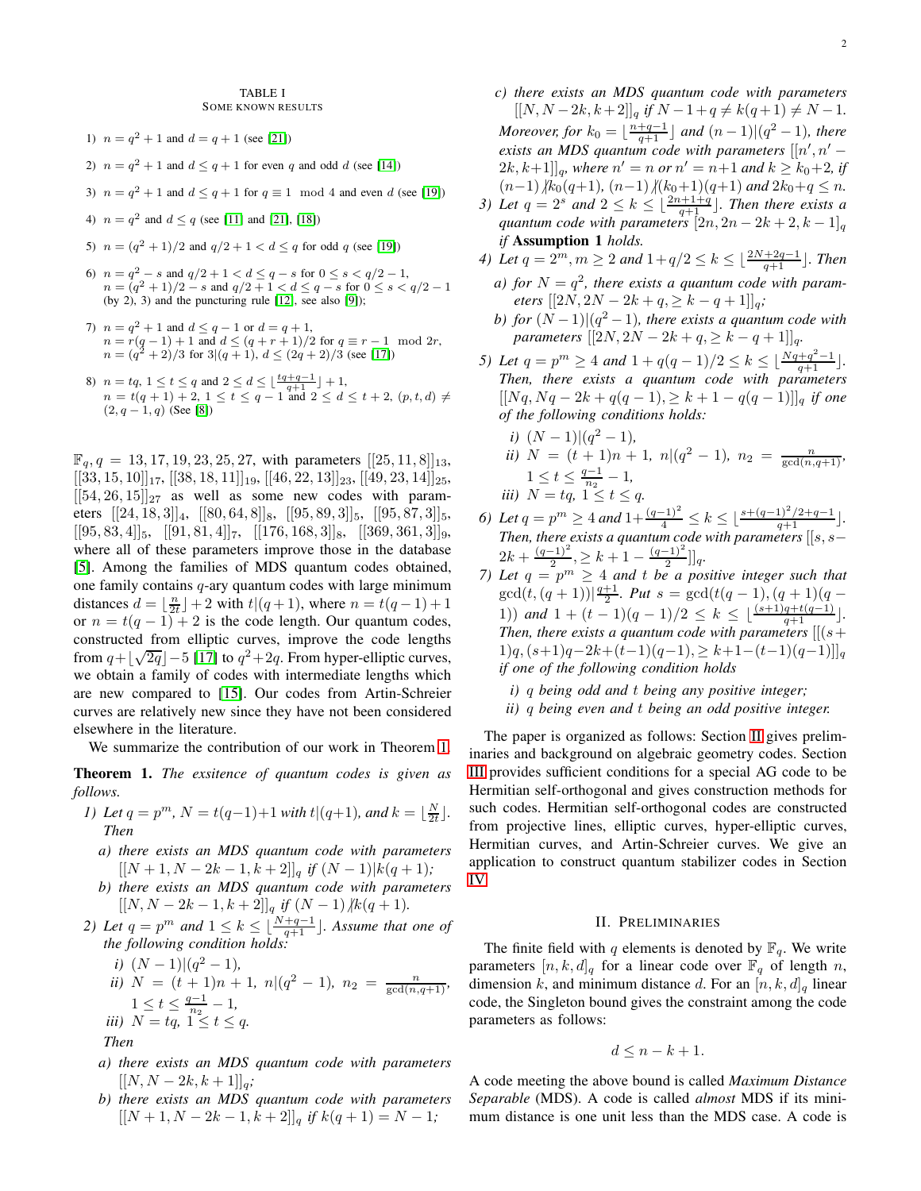TABLE I
SOME KNOWN RESULTS

1) $n = q^2 + 1$ and $d = q + 1$ (see [21])

2) $n = q^2 + 1$ and $d \le q + 1$ for even $q$ and odd $d$ (see [14])

3) $n = q^2 + 1$ and $d \le q + 1$ for $q \equiv 1 \mod 4$ and even $d$ (see [19])

4) $n = q^2$ and $d \le q$ (see [11] and [21], [18])

5) $n = (q^2 + 1)/2$ and $q/2 + 1 < d \le q$ for odd $q$ (see [19])

6) $n = q^2 - s$ and $q/2 + 1 < d \le q - s$ for $0 \le s < q/2 - 1$,
$n = (q^2 + 1)/2 - s$ and $q/2 + 1 < d \le q - s$ for $0 \le s < q/2 - 1$ (by 2), 3) and the puncturing rule [12], see also [9]);

7) $n = q^2 + 1$ and $d \le q - 1$ or $d = q + 1$,
$n = r(q - 1) + 1$ and $d \le (q + r + 1)/2$ for $q \equiv r - 1 \mod 2r$,
$n = (q^2 + 2)/3$ for $3|(q + 1)$, $d \le (2q + 2)/3$ (see [17])

8) $n = tq$, $1 \le t \le q$ and $2 \le d \le \lfloor \frac{tq+q-1}{q+1} \rfloor + 1$,
$n = t(q + 1) + 2$, $1 \le t \le q - 1$ and $2 \le d \le t + 2$, $(p, t, d) \neq (2, q - 1, q)$ (See [8])

$\mathbb{F}_q, q = 13, 17, 19, 23, 25, 27$, with parameters $[[25, 11, 8]]_{13}$, $[[33, 15, 10]]_{17}$, $[[38, 18, 11]]_{19}$, $[[46, 22, 13]]_{23}$, $[[49, 23, 14]]_{25}$, $[[54, 26, 15]]_{27}$ as well as some new codes with parameters $[[24, 18, 3]]_4$, $[[80, 64, 8]]_8$, $[[95, 89, 3]]_5$, $[[95, 87, 3]]_5$, $[[95, 83, 4]]_5$, $[[91, 81, 4]]_7$, $[[176, 168, 3]]_8$, $[[369, 361, 3]]_9$, where all of these parameters improve those in the database [5]. Among the families of MDS quantum codes obtained, one family contains $q$-ary quantum codes with large minimum distances $d = \lfloor \frac{n}{2t} \rfloor + 2$ with $t|(q+1)$, where $n = t(q-1)+1$ or $n = t(q-1)+2$ is the code length. Our quantum codes, constructed from elliptic curves, improve the code lengths from $q+\lfloor\sqrt{2q}\rfloor-5$ [17] to $q^2+2q$. From hyper-elliptic curves, we obtain a family of codes with intermediate lengths which are new compared to [15]. Our codes from Artin-Schreier curves are relatively new since they have not been considered elsewhere in the literature.

We summarize the contribution of our work in Theorem 1.

**Theorem 1.** *The exsitence of quantum codes is given as follows.*

1) *Let $q = p^m$, $N = t(q-1)+1$ with $t|(q+1)$, and $k = \lfloor \frac{N}{2t} \rfloor$. Then*
   a) *there exists an MDS quantum code with parameters $[[N+1, N-2k-1, k+2]]_q$ if $(N-1)|k(q+1)$;*
   b) *there exists an MDS quantum code with parameters $[[N, N-2k-1, k+2]]_q$ if $(N-1) \nmid k(q+1)$.*
2) *Let $q = p^m$ and $1 \le k \le \lfloor \frac{N+q-1}{q+1} \rfloor$. Assume that one of the following condition holds:*
   i) *$(N-1)|(q^2-1)$,*
   ii) *$N = (t+1)n+1$, $n|(q^2-1)$, $n_2 = \frac{n}{\gcd(n,q+1)}$, $1 \le t \le \frac{q-1}{n_2} - 1$,*
   iii) *$N = tq$, $1 \le t \le q$.*

   *Then*
   a) *there exists an MDS quantum code with parameters $[[N, N-2k, k+1]]_q$;*
   b) *there exists an MDS quantum code with parameters $[[N+1, N-2k-1, k+2]]_q$ if $k(q+1) = N-1$;*
   c) *there exists an MDS quantum code with parameters $[[N, N-2k, k+2]]_q$ if $N-1+q \neq k(q+1) \neq N-1$. Moreover, for $k_0 = \lfloor \frac{n+q-1}{q+1} \rfloor$ and $(n-1)|(q^2-1)$, there exists an MDS quantum code with parameters $[[n', n'-2k, k+1]]_q$, where $n' = n$ or $n' = n+1$ and $k \ge k_0+2$, if $(n-1) \nmid k_0(q+1)$, $(n-1) \nmid (k_0+1)(q+1)$ and $2k_0+q \le n$.*
3) *Let $q = 2^s$ and $2 \le k \le \lfloor \frac{2n+1+q}{q+1} \rfloor$. Then there exists a quantum code with parameters $[2n, 2n-2k+2, k-1]_q$ if* **Assumption 1** *holds.*
4) *Let $q = 2^m, m \ge 2$ and $1+q/2 \le k \le \lfloor \frac{2N+2q-1}{q+1} \rfloor$. Then*
   a) *for $N = q^2$, there exists a quantum code with parameters $[[2N, 2N-2k+q, \ge k-q+1]]_q$;*
   b) *for $(N-1)|(q^2-1)$, there exists a quantum code with parameters $[[2N, 2N-2k+q, \ge k-q+1]]_q$.*
5) *Let $q = p^m \ge 4$ and $1+q(q-1)/2 \le k \le \lfloor \frac{Nq+q^2-1}{q+1} \rfloor$. Then, there exists a quantum code with parameters $[[Nq, Nq-2k+q(q-1), \ge k+1-q(q-1)]]_q$ if one of the following conditions holds:*
   i) *$(N-1)|(q^2-1)$,*
   ii) *$N = (t+1)n+1$, $n|(q^2-1)$, $n_2 = \frac{n}{\gcd(n,q+1)}$, $1 \le t \le \frac{q-1}{n_2} - 1$,*
   iii) *$N = tq$, $1 \le t \le q$.*
6) *Let $q = p^m \ge 4$ and $1+\frac{(q-1)^2}{4} \le k \le \lfloor \frac{s+(q-1)^2/2+q-1}{q+1} \rfloor$. Then, there exists a quantum code with parameters $[[s, s-2k+\frac{(q-1)^2}{2}, \ge k+1-\frac{(q-1)^2}{2}]]_q$.*
7) *Let $q = p^m \ge 4$ and $t$ be a positive integer such that $\gcd(t,(q+1))|\frac{q+1}{2}$. Put $s = \gcd(t(q-1),(q+1)(q-1))$ and $1+(t-1)(q-1)/2 \le k \le \lfloor \frac{(s+1)q+t(q-1)}{q+1} \rfloor$. Then, there exists a quantum code with parameters $[[(s+1)q, (s+1)q-2k+(t-1)(q-1), \ge k+1-(t-1)(q-1)]]_q$ if one of the following condition holds*
   i) *$q$ being odd and $t$ being any positive integer;*
   ii) *$q$ being even and $t$ being an odd positive integer.*

The paper is organized as follows: Section II gives preliminaries and background on algebraic geometry codes. Section III provides sufficient conditions for a special AG code to be Hermitian self-orthogonal and gives construction methods for such codes. Hermitian self-orthogonal codes are constructed from projective lines, elliptic curves, hyper-elliptic curves, Hermitian curves, and Artin-Schreier curves. We give an application to construct quantum stabilizer codes in Section IV.

## II. PRELIMINARIES

The finite field with $q$ elements is denoted by $\mathbb{F}_q$. We write parameters $[n, k, d]_q$ for a linear code over $\mathbb{F}_q$ of length $n$, dimension $k$, and minimum distance $d$. For an $[n, k, d]_q$ linear code, the Singleton bound gives the constraint among the code parameters as follows:

$$d \le n - k + 1.$$

A code meeting the above bound is called *Maximum Distance Separable* (MDS). A code is called *almost* MDS if its minimum distance is one unit less than the MDS case. A code is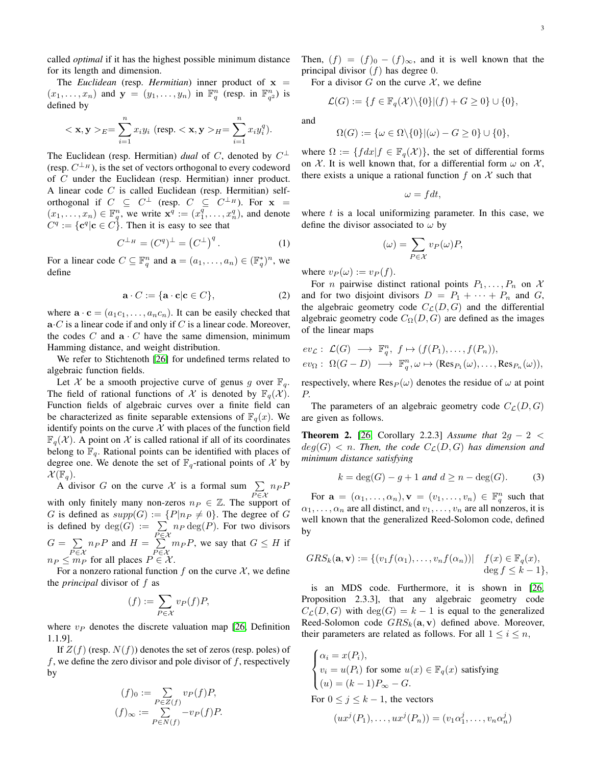called *optimal* if it has the highest possible minimum distance for its length and dimension.

The *Euclidean* (resp. *Hermitian*) inner product of $\mathbf{x} = (x_1, \ldots, x_n)$ and $\mathbf{y} = (y_1, \ldots, y_n)$ in $\mathbb{F}_q^n$ (resp. in $\mathbb{F}_{q^2}^n$) is defined by

$$< \mathbf{x}, \mathbf{y} >_E = \sum_{i=1}^{n} x_i y_i \text{ (resp. } < \mathbf{x}, \mathbf{y} >_H = \sum_{i=1}^{n} x_i y_i^q).$$

The Euclidean (resp. Hermitian) *dual* of $C$, denoted by $C^{\perp}$ (resp. $C^{\perp_H}$), is the set of vectors orthogonal to every codeword of $C$ under the Euclidean (resp. Hermitian) inner product. A linear code $C$ is called Euclidean (resp. Hermitian) self-orthogonal if $C \subseteq C^{\perp}$ (resp. $C \subseteq C^{\perp_H}$). For $\mathbf{x} = (x_1, \ldots, x_n) \in \mathbb{F}_q^n$, we write $\mathbf{x}^q := (x_1^q, \ldots, x_n^q)$, and denote $C^q := \{\mathbf{c}^q | \mathbf{c} \in C\}$. Then it is easy to see that

$$C^{\perp_H} = (C^q)^{\perp} = \left(C^{\perp}\right)^q. \tag{1}$$

For a linear code $C \subseteq \mathbb{F}_q^n$ and $\mathbf{a} = (a_1, \ldots, a_n) \in (\mathbb{F}_q^*)^n$, we define

$$\mathbf{a} \cdot C := \{\mathbf{a} \cdot \mathbf{c} | \mathbf{c} \in C\}, \tag{2}$$

where $\mathbf{a} \cdot \mathbf{c} = (a_1 c_1, \ldots, a_n c_n)$. It can be easily checked that $\mathbf{a} \cdot C$ is a linear code if and only if $C$ is a linear code. Moreover, the codes $C$ and $\mathbf{a} \cdot C$ have the same dimension, minimum Hamming distance, and weight distribution.

We refer to Stichtenoth [26] for undefined terms related to algebraic function fields.

Let $\mathcal{X}$ be a smooth projective curve of genus $g$ over $\mathbb{F}_q$. The field of rational functions of $\mathcal{X}$ is denoted by $\mathbb{F}_q(\mathcal{X})$. Function fields of algebraic curves over a finite field can be characterized as finite separable extensions of $\mathbb{F}_q(x)$. We identify points on the curve $\mathcal{X}$ with places of the function field $\mathbb{F}_q(\mathcal{X})$. A point on $\mathcal{X}$ is called rational if all of its coordinates belong to $\mathbb{F}_q$. Rational points can be identified with places of degree one. We denote the set of $\mathbb{F}_q$-rational points of $\mathcal{X}$ by $\mathcal{X}(\mathbb{F}_q)$.

A divisor $G$ on the curve $\mathcal{X}$ is a formal sum $\sum_{P \in \mathcal{X}} n_P P$ with only finitely many non-zeros $n_P \in \mathbb{Z}$. The support of $G$ is defined as $supp(G) := \{P | n_P \neq 0\}$. The degree of $G$ is defined by $\deg(G) := \sum_{P \in \mathcal{X}} n_P \deg(P)$. For two divisors $G = \sum_{P \in \mathcal{X}} n_P P$ and $H = \sum_{P \in \mathcal{X}} m_P P$, we say that $G \leq H$ if $n_P \leq m_P$ for all places $P \in \mathcal{X}$.

For a nonzero rational function $f$ on the curve $\mathcal{X}$, we define the *principal* divisor of $f$ as

$$(f) := \sum_{P \in \mathcal{X}} v_P(f) P,$$

where $v_P$ denotes the discrete valuation map [26, Definition 1.1.9].

If $Z(f)$ (resp. $N(f)$) denotes the set of zeros (resp. poles) of $f$, we define the zero divisor and pole divisor of $f$, respectively by

$$(f)_0 := \sum_{P \in Z(f)} v_P(f) P,$$
$$(f)_\infty := \sum_{P \in N(f)} -v_P(f) P.$$

Then, $(f) = (f)_0 - (f)_\infty$, and it is well known that the principal divisor $(f)$ has degree $0$.

For a divisor $G$ on the curve $\mathcal{X}$, we define

$$\mathcal{L}(G) := \{f \in \mathbb{F}_q(\mathcal{X}) \backslash \{0\} | (f) + G \geq 0\} \cup \{0\},$$

and

$$\Omega(G) := \{\omega \in \Omega \backslash \{0\} | (\omega) - G \geq 0\} \cup \{0\},$$

where $\Omega := \{f dx | f \in \mathbb{F}_q(\mathcal{X})\}$, the set of differential forms on $\mathcal{X}$. It is well known that, for a differential form $\omega$ on $\mathcal{X}$, there exists a unique a rational function $f$ on $\mathcal{X}$ such that

$$\omega = f dt,$$

where $t$ is a local uniformizing parameter. In this case, we define the divisor associated to $\omega$ by

$$(\omega) = \sum_{P \in \mathcal{X}} v_P(\omega) P,$$

where $v_P(\omega) := v_P(f)$.

For $n$ pairwise distinct rational points $P_1, \ldots, P_n$ on $\mathcal{X}$ and for two disjoint divisors $D = P_1 + \cdots + P_n$ and $G$, the algebraic geometry code $C_{\mathcal{L}}(D, G)$ and the differential algebraic geometry code $C_{\Omega}(D, G)$ are defined as the images of the linear maps

$$ev_{\mathcal{L}}: \ \mathcal{L}(G) \longrightarrow \mathbb{F}_q^n, \ f \mapsto (f(P_1), \ldots, f(P_n)),$$
$$ev_{\Omega}: \ \Omega(G - D) \longrightarrow \mathbb{F}_q^n, \omega \mapsto (\mathrm{Res}_{P_1}(\omega), \ldots, \mathrm{Res}_{P_n}(\omega)),$$

respectively, where $\mathrm{Res}_P(\omega)$ denotes the residue of $\omega$ at point $P$.

The parameters of an algebraic geometry code $C_{\mathcal{L}}(D, G)$ are given as follows.

**Theorem 2.** [26, Corollary 2.2.3] *Assume that $2g - 2 < deg(G) < n$. Then, the code $C_{\mathcal{L}}(D, G)$ has dimension and minimum distance satisfying*

$$k = \deg(G) - g + 1 \text{ and } d \geq n - \deg(G). \tag{3}$$

For $\mathbf{a} = (\alpha_1, \ldots, \alpha_n), \mathbf{v} = (v_1, \ldots, v_n) \in \mathbb{F}_q^n$ such that $\alpha_1, \ldots, \alpha_n$ are all distinct, and $v_1, \ldots, v_n$ are all nonzeros, it is well known that the generalized Reed-Solomon code, defined by

$$GRS_k(\mathbf{a}, \mathbf{v}) := \{(v_1 f(\alpha_1), \ldots, v_n f(\alpha_n)) | \quad f(x) \in \mathbb{F}_q(x), \ \deg f \leq k - 1\},$$

is an MDS code. Furthermore, it is shown in [26, Proposition 2.3.3], that any algebraic geometry code $C_{\mathcal{L}}(D, G)$ with $\deg(G) = k - 1$ is equal to the generalized Reed-Solomon code $GRS_k(\mathbf{a}, \mathbf{v})$ defined above. Moreover, their parameters are related as follows. For all $1 \leq i \leq n$,

$$\begin{cases} \alpha_i = x(P_i), \\ v_i = u(P_i) \text{ for some } u(x) \in \mathbb{F}_q(x) \text{ satisfying} \\ (u) = (k-1)P_\infty - G. \end{cases}$$

For $0 \leq j \leq k - 1$, the vectors

$$(ux^j(P_1), \ldots, ux^j(P_n)) = (v_1 \alpha_1^j, \ldots, v_n \alpha_n^j)$$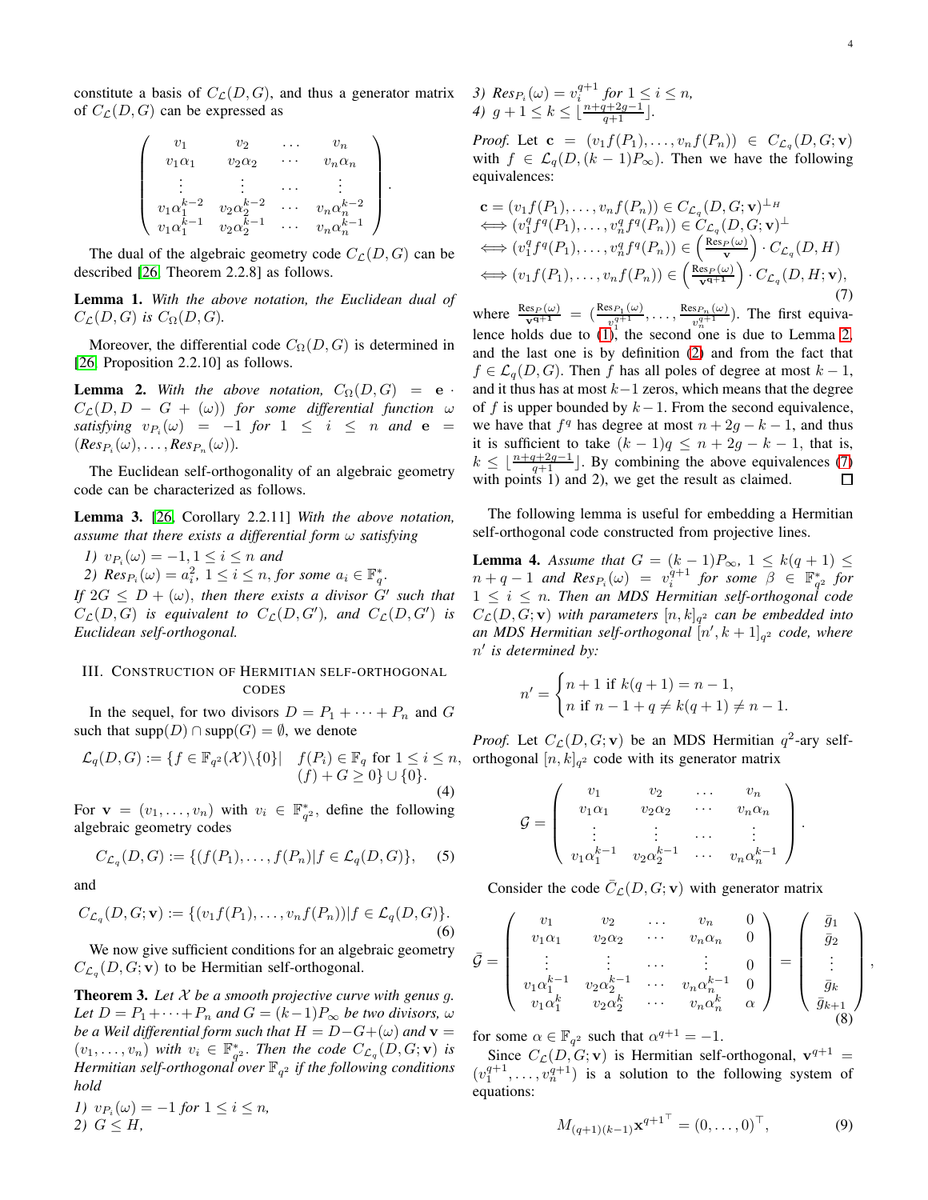constitute a basis of $C_{\mathcal{L}}(D,G)$, and thus a generator matrix of $C_{\mathcal{L}}(D,G)$ can be expressed as

$$\begin{pmatrix} v_1 & v_2 & \dots & v_n \\ v_1\alpha_1 & v_2\alpha_2 & \cdots & v_n\alpha_n \\ \vdots & \vdots & \dots & \vdots \\ v_1\alpha_1^{k-2} & v_2\alpha_2^{k-2} & \cdots & v_n\alpha_n^{k-2} \\ v_1\alpha_1^{k-1} & v_2\alpha_2^{k-1} & \cdots & v_n\alpha_n^{k-1} \end{pmatrix}.$$

The dual of the algebraic geometry code $C_{\mathcal{L}}(D,G)$ can be described [26, Theorem 2.2.8] as follows.

**Lemma 1.** *With the above notation, the Euclidean dual of $C_{\mathcal{L}}(D,G)$ is $C_{\Omega}(D,G)$.*

Moreover, the differential code $C_{\Omega}(D,G)$ is determined in [26, Proposition 2.2.10] as follows.

**Lemma 2.** *With the above notation, $C_{\Omega}(D,G) = \mathbf{e}\cdot C_{\mathcal{L}}(D, D-G+(\omega))$ for some differential function $\omega$ satisfying $v_{P_i}(\omega) = -1$ for $1\le i\le n$ and $\mathbf{e} = (Res_{P_1}(\omega),\dots,Res_{P_n}(\omega))$.*

The Euclidean self-orthogonality of an algebraic geometry code can be characterized as follows.

**Lemma 3.** [26, Corollary 2.2.11] *With the above notation, assume that there exists a differential form $\omega$ satisfying*

*1) $v_{P_i}(\omega) = -1, 1\le i\le n$ and*
*2) $Res_{P_i}(\omega) = a_i^2$, $1\le i\le n$, for some $a_i\in\mathbb{F}_q^*$.*

*If $2G\le D+(\omega)$, then there exists a divisor $G'$ such that $C_{\mathcal{L}}(D,G)$ is equivalent to $C_{\mathcal{L}}(D,G')$, and $C_{\mathcal{L}}(D,G')$ is Euclidean self-orthogonal.*

## III. Construction of Hermitian self-orthogonal codes

In the sequel, for two divisors $D = P_1+\cdots+P_n$ and $G$ such that $\mathrm{supp}(D)\cap\mathrm{supp}(G)=\emptyset$, we denote

$$\mathcal{L}_q(D,G) := \{f\in\mathbb{F}_{q^2}(\mathcal{X})\backslash\{0\}|\quad f(P_i)\in\mathbb{F}_q \text{ for } 1\le i\le n, (f)+G\ge 0\}\cup\{0\}. \tag{4}$$

For $\mathbf{v} = (v_1,\dots,v_n)$ with $v_i\in\mathbb{F}_{q^2}^*$, define the following algebraic geometry codes

$$C_{\mathcal{L}_q}(D,G) := \{(f(P_1),\dots,f(P_n))|f\in\mathcal{L}_q(D,G)\}, \tag{5}$$

and

$$C_{\mathcal{L}_q}(D,G;\mathbf{v}) := \{(v_1f(P_1),\dots,v_nf(P_n))|f\in\mathcal{L}_q(D,G)\}. \tag{6}$$

We now give sufficient conditions for an algebraic geometry $C_{\mathcal{L}_q}(D,G;\mathbf{v})$ to be Hermitian self-orthogonal.

**Theorem 3.** *Let $\mathcal{X}$ be a smooth projective curve with genus $g$. Let $D = P_1+\cdots+P_n$ and $G=(k-1)P_\infty$ be two divisors, $\omega$ be a Weil differential form such that $H = D-G+(\omega)$ and $\mathbf{v} = (v_1,\dots,v_n)$ with $v_i\in\mathbb{F}_{q^2}^*$. Then the code $C_{\mathcal{L}_q}(D,G;\mathbf{v})$ is Hermitian self-orthogonal over $\mathbb{F}_{q^2}$ if the following conditions hold*

*1) $v_{P_i}(\omega) = -1$ for $1\le i\le n$,*
*2) $G\le H$,*
*3) $Res_{P_i}(\omega) = v_i^{q+1}$ for $1\le i\le n$,*
*4) $g+1\le k\le \lfloor\frac{n+q+2g-1}{q+1}\rfloor$.*

*Proof.* Let $\mathbf{c} = (v_1f(P_1),\dots,v_nf(P_n))\in C_{\mathcal{L}_q}(D,G;\mathbf{v})$ with $f\in\mathcal{L}_q(D,(k-1)P_\infty)$. Then we have the following equivalences:

$$\begin{aligned} &\mathbf{c} = (v_1f(P_1),\dots,v_nf(P_n))\in C_{\mathcal{L}_q}(D,G;\mathbf{v})^{\perp_H} \\ \iff &(v_1^qf^q(P_1),\dots,v_n^qf^q(P_n))\in C_{\mathcal{L}_q}(D,G;\mathbf{v})^{\perp} \\ \iff &(v_1^qf^q(P_1),\dots,v_n^qf^q(P_n))\in\left(\tfrac{\mathrm{Res}_P(\omega)}{\mathbf{v}}\right)\cdot C_{\mathcal{L}_q}(D,H) \\ \iff &(v_1f(P_1),\dots,v_nf(P_n))\in\left(\tfrac{\mathrm{Res}_P(\omega)}{\mathbf{v}^{q+1}}\right)\cdot C_{\mathcal{L}_q}(D,H;\mathbf{v}), \end{aligned} \tag{7}$$

where $\frac{\mathrm{Res}_P(\omega)}{\mathbf{v}^{q+1}} = (\frac{\mathrm{Res}_{P_1}(\omega)}{v_1^{q+1}},\dots,\frac{\mathrm{Res}_{P_n}(\omega)}{v_n^{q+1}})$. The first equivalence holds due to (1), the second one is due to Lemma 2, and the last one is by definition (2) and from the fact that $f\in\mathcal{L}_q(D,G)$. Then $f$ has all poles of degree at most $k-1$, and it thus has at most $k-1$ zeros, which means that the degree of $f$ is upper bounded by $k-1$. From the second equivalence, we have that $f^q$ has degree at most $n+2g-k-1$, and thus it is sufficient to take $(k-1)q\le n+2g-k-1$, that is, $k\le\lfloor\frac{n+q+2g-1}{q+1}\rfloor$. By combining the above equivalences (7) with points 1) and 2), we get the result as claimed. ∎

The following lemma is useful for embedding a Hermitian self-orthogonal code constructed from projective lines.

**Lemma 4.** *Assume that $G=(k-1)P_\infty$, $1\le k(q+1)\le n+q-1$ and $Res_{P_i}(\omega) = v_i^{q+1}$ for some $\beta\in\mathbb{F}_{q^2}^*$ for $1\le i\le n$. Then an MDS Hermitian self-orthogonal code $C_{\mathcal{L}}(D,G;\mathbf{v})$ with parameters $[n,k]_{q^2}$ can be embedded into an MDS Hermitian self-orthogonal $[n',k+1]_{q^2}$ code, where $n'$ is determined by:*

$$n' = \begin{cases} n+1 \text{ if } k(q+1) = n-1, \\ n \text{ if } n-1+q\ne k(q+1)\ne n-1. \end{cases}$$

*Proof.* Let $C_{\mathcal{L}}(D,G;\mathbf{v})$ be an MDS Hermitian $q^2$-ary self-orthogonal $[n,k]_{q^2}$ code with its generator matrix

$$\mathcal{G} = \begin{pmatrix} v_1 & v_2 & \dots & v_n \\ v_1\alpha_1 & v_2\alpha_2 & \cdots & v_n\alpha_n \\ \vdots & \vdots & \dots & \vdots \\ v_1\alpha_1^{k-1} & v_2\alpha_2^{k-1} & \cdots & v_n\alpha_n^{k-1} \end{pmatrix}.$$

Consider the code $\bar{C}_{\mathcal{L}}(D,G;\mathbf{v})$ with generator matrix

$$\bar{\mathcal{G}} = \begin{pmatrix} v_1 & v_2 & \dots & v_n & 0 \\ v_1\alpha_1 & v_2\alpha_2 & \cdots & v_n\alpha_n & 0 \\ \vdots & \vdots & \dots & \vdots & 0 \\ v_1\alpha_1^{k-1} & v_2\alpha_2^{k-1} & \cdots & v_n\alpha_n^{k-1} & 0 \\ v_1\alpha_1^{k} & v_2\alpha_2^{k} & \cdots & v_n\alpha_n^{k} & \alpha \end{pmatrix} = \begin{pmatrix} \bar{g}_1 \\ \bar{g}_2 \\ \vdots \\ \bar{g}_k \\ \bar{g}_{k+1} \end{pmatrix}, \tag{8}$$

for some $\alpha\in\mathbb{F}_{q^2}$ such that $\alpha^{q+1}=-1$.

Since $C_{\mathcal{L}}(D,G;\mathbf{v})$ is Hermitian self-orthogonal, $\mathbf{v}^{q+1} = (v_1^{q+1},\dots,v_n^{q+1})$ is a solution to the following system of equations:

$$M_{(q+1)(k-1)}\mathbf{x}^{q+1^\top} = (0,\dots,0)^\top, \tag{9}$$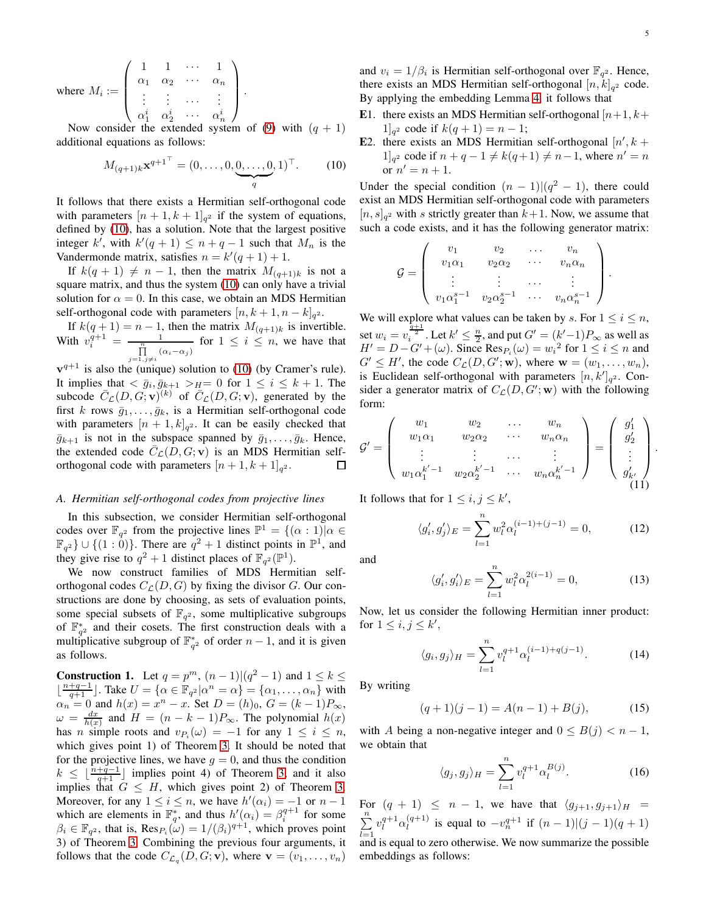where $M_i := \begin{pmatrix} 1 & 1 & \cdots & 1 \\ \alpha_1 & \alpha_2 & \cdots & \alpha_n \\ \vdots & \vdots & \cdots & \vdots \\ \alpha_1^i & \alpha_2^i & \cdots & \alpha_n^i \end{pmatrix}$.

Now consider the extended system of (9) with $(q+1)$ additional equations as follows:

$$M_{(q+1)k}\mathbf{x}^{q+1^\top} = (0,\ldots,0,\underbrace{0,\ldots,0}_{q},1)^\top. \tag{10}$$

It follows that there exists a Hermitian self-orthogonal code with parameters $[n+1,k+1]_{q^2}$ if the system of equations, defined by (10), has a solution. Note that the largest positive integer $k'$, with $k'(q+1) \le n+q-1$ such that $M_n$ is the Vandermonde matrix, satisfies $n = k'(q+1)+1$.

If $k(q+1) \ne n-1$, then the matrix $M_{(q+1)k}$ is not a square matrix, and thus the system (10) can only have a trivial solution for $\alpha = 0$. In this case, we obtain an MDS Hermitian self-orthogonal code with parameters $[n, k+1, n-k]_{q^2}$.

If $k(q+1) = n-1$, then the matrix $M_{(q+1)k}$ is invertible. With $v_i^{q+1} = \frac{1}{\prod_{j=1,j\ne i}^{n}(\alpha_i-\alpha_j)}$ for $1 \le i \le n$, we have that $\mathbf{v}^{q+1}$ is also the (unique) solution to (10) (by Cramer's rule). It implies that $<\bar{g}_i, \bar{g}_{k+1}>_H = 0$ for $1 \le i \le k+1$. The subcode $\bar{C}_{\mathcal{L}}(D,G;\mathbf{v})^{(k)}$ of $\bar{C}_{\mathcal{L}}(D,G;\mathbf{v})$, generated by the first $k$ rows $\bar{g}_1,\ldots,\bar{g}_k$, is a Hermitian self-orthogonal code with parameters $[n+1,k]_{q^2}$. It can be easily checked that $\bar{g}_{k+1}$ is not in the subspace spanned by $\bar{g}_1,\ldots,\bar{g}_k$. Hence, the extended code $\bar{C}_{\mathcal{L}}(D,G;\mathbf{v})$ is an MDS Hermitian self-orthogonal code with parameters $[n+1,k+1]_{q^2}$. □

### A. Hermitian self-orthogonal codes from projective lines

In this subsection, we consider Hermitian self-orthogonal codes over $\mathbb{F}_{q^2}$ from the projective lines $\mathbb{P}^1 = \{(\alpha:1)|\alpha \in \mathbb{F}_{q^2}\} \cup \{(1:0)\}$. There are $q^2+1$ distinct points in $\mathbb{P}^1$, and they give rise to $q^2+1$ distinct places of $\mathbb{F}_{q^2}(\mathbb{P}^1)$.

We now construct families of MDS Hermitian self-orthogonal codes $C_{\mathcal{L}}(D,G)$ by fixing the divisor $G$. Our constructions are done by choosing, as sets of evaluation points, some special subsets of $\mathbb{F}_{q^2}$, some multiplicative subgroups of $\mathbb{F}_{q^2}^*$ and their cosets. The first construction deals with a multiplicative subgroup of $\mathbb{F}_{q^2}^*$ of order $n-1$, and it is given as follows.

**Construction 1.** Let $q = p^m$, $(n-1)|(q^2-1)$ and $1 \le k \le \lfloor \frac{n+q-1}{q+1} \rfloor$. Take $U = \{\alpha \in \mathbb{F}_{q^2} | \alpha^n = \alpha\} = \{\alpha_1,\ldots,\alpha_n\}$ with $\alpha_n = 0$ and $h(x) = x^n - x$. Set $D = (h)_0$, $G = (k-1)P_\infty$, $\omega = \frac{dx}{h(x)}$ and $H = (n-k-1)P_\infty$. The polynomial $h(x)$ has $n$ simple roots and $v_{P_i}(\omega) = -1$ for any $1 \le i \le n$, which gives point 1) of Theorem 3. It should be noted that for the projective lines, we have $g = 0$, and thus the condition $k \le \lfloor \frac{n+q-1}{q+1} \rfloor$ implies point 4) of Theorem 3, and it also implies that $G \le H$, which gives point 2) of Theorem 3. Moreover, for any $1 \le i \le n$, we have $h'(\alpha_i) = -1$ or $n-1$ which are elements in $\mathbb{F}_q^*$, and thus $h'(\alpha_i) = \beta_i^{q+1}$ for some $\beta_i \in \mathbb{F}_{q^2}$, that is, $\mathrm{Res}_{P_i}(\omega) = 1/(\beta_i)^{q+1}$, which proves point 3) of Theorem 3. Combining the previous four arguments, it follows that the code $C_{\mathcal{L}_q}(D,G;\mathbf{v})$, where $\mathbf{v} = (v_1,\ldots,v_n)$ and $v_i = 1/\beta_i$ is Hermitian self-orthogonal over $\mathbb{F}_{q^2}$. Hence, there exists an MDS Hermitian self-orthogonal $[n,k]_{q^2}$ code. By applying the embedding Lemma 4, it follows that

- **E1.** there exists an MDS Hermitian self-orthogonal $[n+1,k+1]_{q^2}$ code if $k(q+1) = n-1$;
- **E2.** there exists an MDS Hermitian self-orthogonal $[n',k+1]_{q^2}$ code if $n+q-1 \ne k(q+1) \ne n-1$, where $n' = n$ or $n' = n+1$.

Under the special condition $(n-1)|(q^2-1)$, there could exist an MDS Hermitian self-orthogonal code with parameters $[n,s]_{q^2}$ with $s$ strictly greater than $k+1$. Now, we assume that such a code exists, and it has the following generator matrix:

$$\mathcal{G} = \begin{pmatrix} v_1 & v_2 & \ldots & v_n \\ v_1\alpha_1 & v_2\alpha_2 & \cdots & v_n\alpha_n \\ \vdots & \vdots & \cdots & \vdots \\ v_1\alpha_1^{s-1} & v_2\alpha_2^{s-1} & \cdots & v_n\alpha_n^{s-1} \end{pmatrix}.$$

We will explore what values can be taken by $s$. For $1 \le i \le n$, set $w_i = v_i^{\frac{q+1}{2}}$. Let $k' \le \frac{n}{2}$, and put $G' = (k'-1)P_\infty$ as well as $H' = D - G' + (\omega)$. Since $\mathrm{Res}_{P_i}(\omega) = w_i^2$ for $1 \le i \le n$ and $G' \le H'$, the code $C_{\mathcal{L}}(D,G';\mathbf{w})$, where $\mathbf{w} = (w_1,\ldots,w_n)$, is Euclidean self-orthogonal with parameters $[n,k']_{q^2}$. Consider a generator matrix of $C_{\mathcal{L}}(D,G';\mathbf{w})$ with the following form:

$$\mathcal{G}' = \begin{pmatrix} w_1 & w_2 & \ldots & w_n \\ w_1\alpha_1 & w_2\alpha_2 & \cdots & w_n\alpha_n \\ \vdots & \vdots & \cdots & \vdots \\ w_1\alpha_1^{k'-1} & w_2\alpha_2^{k'-1} & \cdots & w_n\alpha_n^{k'-1} \end{pmatrix} = \begin{pmatrix} g_1' \\ g_2' \\ \vdots \\ g_{k'}' \end{pmatrix}. \tag{11}$$

It follows that for $1 \le i,j \le k'$,

$$\langle g_i', g_j' \rangle_E = \sum_{l=1}^{n} w_l^2 \alpha_l^{(i-1)+(j-1)} = 0, \tag{12}$$

and

$$\langle g_i', g_i' \rangle_E = \sum_{l=1}^{n} w_l^2 \alpha_l^{2(i-1)} = 0, \tag{13}$$

Now, let us consider the following Hermitian inner product: for $1 \le i,j \le k'$,

$$\langle g_i, g_j \rangle_H = \sum_{l=1}^{n} v_l^{q+1} \alpha_l^{(i-1)+q(j-1)}. \tag{14}$$

By writing

$$(q+1)(j-1) = A(n-1) + B(j), \tag{15}$$

with $A$ being a non-negative integer and $0 \le B(j) < n-1$, we obtain that

$$\langle g_j, g_j \rangle_H = \sum_{l=1}^{n} v_l^{q+1} \alpha_l^{B(j)}. \tag{16}$$

For $(q+1) \le n-1$, we have that $\langle g_{j+1}, g_{j+1} \rangle_H = \sum_{l=1}^{n} v_l^{q+1}\alpha_l^{(q+1)}$ is equal to $-v_n^{q+1}$ if $(n-1)|(j-1)(q+1)$ and is equal to zero otherwise. We now summarize the possible embeddings as follows: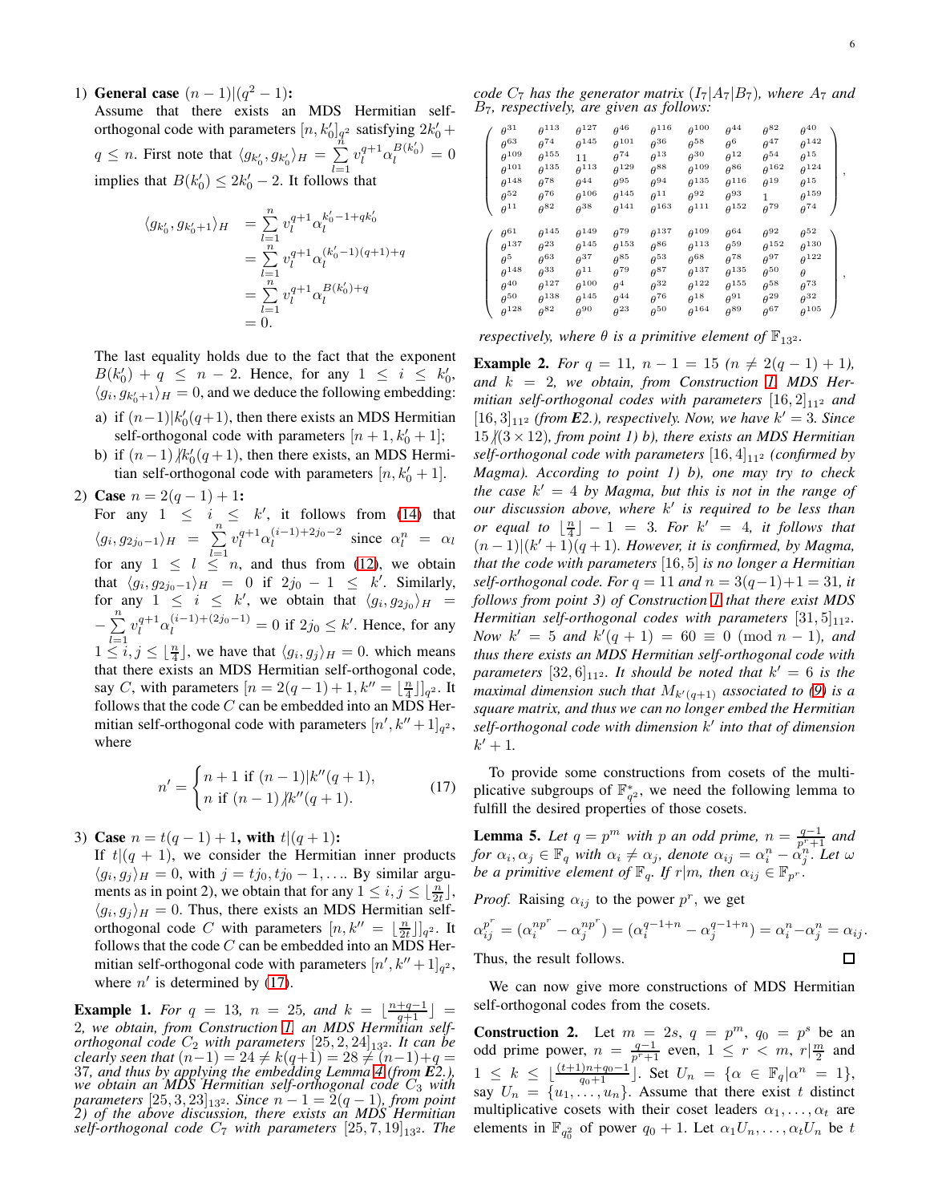1) **General case** $(n-1)|(q^2-1)$**:**
Assume that there exists an MDS Hermitian self-orthogonal code with parameters $[n,k_0']_{q^2}$ satisfying $2k_0'+q\le n$. First note that $\langle g_{k_0'},g_{k_0'}\rangle_H=\sum_{l=1}^{n}v_l^{q+1}\alpha_l^{B(k_0')}=0$ implies that $B(k_0')\le 2k_0'-2$. It follows that

$$\begin{aligned}\langle g_{k_0'},g_{k_0'+1}\rangle_H &= \sum_{l=1}^{n}v_l^{q+1}\alpha_l^{k_0'-1+qk_0'}\\ &= \sum_{l=1}^{n}v_l^{q+1}\alpha_l^{(k_0'-1)(q+1)+q}\\ &= \sum_{l=1}^{n}v_l^{q+1}\alpha_l^{B(k_0')+q}\\ &= 0.\end{aligned}$$

The last equality holds due to the fact that the exponent $B(k_0')+q\le n-2$. Hence, for any $1\le i\le k_0'$, $\langle g_i,g_{k_0'+1}\rangle_H=0$, and we deduce the following embedding:
   a) if $(n-1)|k_0'(q+1)$, then there exists an MDS Hermitian self-orthogonal code with parameters $[n+1,k_0'+1]$;
   b) if $(n-1)\nmid k_0'(q+1)$, then there exists, an MDS Hermitian self-orthogonal code with parameters $[n,k_0'+1]$.

2) **Case** $n=2(q-1)+1$**:**
For any $1\le i\le k'$, it follows from (14) that $\langle g_i,g_{2j_0-1}\rangle_H=\sum_{l=1}^{n}v_l^{q+1}\alpha_l^{(i-1)+2j_0-2}$ since $\alpha_l^n=\alpha_l$ for any $1\le l\le n$, and thus from (12), we obtain that $\langle g_i,g_{2j_0-1}\rangle_H=0$ if $2j_0-1\le k'$. Similarly, for any $1\le i\le k'$, we obtain that $\langle g_i,g_{2j_0}\rangle_H=-\sum_{l=1}^{n}v_l^{q+1}\alpha_l^{(i-1)+(2j_0-1)}=0$ if $2j_0\le k'$. Hence, for any $1\le i,j\le\lfloor\frac{n}{4}\rfloor$, we have that $\langle g_i,g_j\rangle_H=0$. which means that there exists an MDS Hermitian self-orthogonal code, say $C$, with parameters $[n=2(q-1)+1,k''=\lfloor\frac{n}{4}\rfloor]_{q^2}$. It follows that the code $C$ can be embedded into an MDS Hermitian self-orthogonal code with parameters $[n',k''+1]_{q^2}$, where

$$n'=\begin{cases}n+1 \text{ if } (n-1)|k''(q+1),\\ n \text{ if } (n-1)\nmid k''(q+1).\end{cases}\tag{17}$$

3) **Case** $n=t(q-1)+1$**, with** $t|(q+1)$**:**
If $t|(q+1)$, we consider the Hermitian inner products $\langle g_i,g_j\rangle_H=0$, with $j=tj_0,tj_0-1,\ldots$. By similar arguments as in point 2), we obtain that for any $1\le i,j\le\lfloor\frac{n}{2t}\rfloor$, $\langle g_i,g_j\rangle_H=0$. Thus, there exists an MDS Hermitian self-orthogonal code $C$ with parameters $[n,k''=\lfloor\frac{n}{2t}\rfloor]_{q^2}$. It follows that the code $C$ can be embedded into an MDS Hermitian self-orthogonal code with parameters $[n',k''+1]_{q^2}$, where $n'$ is determined by (17).

**Example 1.** *For $q=13$, $n=25$, and $k=\lfloor\frac{n+q-1}{q+1}\rfloor=2$, we obtain, from Construction 1, an MDS Hermitian self-orthogonal code $C_2$ with parameters $[25,2,24]_{13^2}$. It can be clearly seen that $(n-1)=24\neq k(q+1)=28\neq(n-1)+q=37$, and thus by applying the embedding Lemma 4 (from* **E2.**), *we obtain an MDS Hermitian self-orthogonal code $C_3$ with parameters $[25,3,23]_{13^2}$. Since $n-1=2(q-1)$, from point 2) of the above discussion, there exists an MDS Hermitian self-orthogonal code $C_7$ with parameters $[25,7,19]_{13^2}$. The code $C_7$ has the generator matrix $(I_7|A_7|B_7)$, where $A_7$ and $B_7$, respectively, are given as follows:*

$$\begin{pmatrix}\theta^{31}&\theta^{113}&\theta^{127}&\theta^{46}&\theta^{116}&\theta^{100}&\theta^{44}&\theta^{82}&\theta^{40}\\ \theta^{63}&\theta^{74}&\theta^{145}&\theta^{101}&\theta^{36}&\theta^{58}&\theta^{6}&\theta^{47}&\theta^{142}\\ \theta^{109}&\theta^{155}&11&\theta^{74}&\theta^{13}&\theta^{30}&\theta^{12}&\theta^{54}&\theta^{15}\\ \theta^{101}&\theta^{135}&\theta^{113}&\theta^{129}&\theta^{88}&\theta^{109}&\theta^{86}&\theta^{162}&\theta^{124}\\ \theta^{148}&\theta^{78}&\theta^{44}&\theta^{95}&\theta^{94}&\theta^{135}&\theta^{116}&\theta^{19}&\theta^{15}\\ \theta^{52}&\theta^{76}&\theta^{106}&\theta^{145}&\theta^{11}&\theta^{92}&\theta^{93}&1&\theta^{159}\\ \theta^{11}&\theta^{82}&\theta^{38}&\theta^{141}&\theta^{163}&\theta^{111}&\theta^{152}&\theta^{79}&\theta^{74}\end{pmatrix},$$

$$\begin{pmatrix}\theta^{61}&\theta^{145}&\theta^{149}&\theta^{79}&\theta^{137}&\theta^{109}&\theta^{64}&\theta^{92}&\theta^{52}\\ \theta^{137}&\theta^{23}&\theta^{145}&\theta^{153}&\theta^{86}&\theta^{113}&\theta^{59}&\theta^{152}&\theta^{130}\\ \theta^{5}&\theta^{63}&\theta^{37}&\theta^{85}&\theta^{53}&\theta^{68}&\theta^{78}&\theta^{97}&\theta^{122}\\ \theta^{148}&\theta^{33}&\theta^{11}&\theta^{79}&\theta^{87}&\theta^{137}&\theta^{135}&\theta^{50}&\theta\\ \theta^{40}&\theta^{127}&\theta^{100}&\theta^{4}&\theta^{32}&\theta^{122}&\theta^{155}&\theta^{58}&\theta^{73}\\ \theta^{50}&\theta^{138}&\theta^{145}&\theta^{44}&\theta^{76}&\theta^{18}&\theta^{91}&\theta^{29}&\theta^{32}\\ \theta^{128}&\theta^{82}&\theta^{90}&\theta^{23}&\theta^{50}&\theta^{164}&\theta^{89}&\theta^{67}&\theta^{105}\end{pmatrix},$$

*respectively, where $\theta$ is a primitive element of $\mathbb{F}_{13^2}$.*

**Example 2.** *For $q=11$, $n-1=15$ ($n\neq 2(q-1)+1$), and $k=2$, we obtain, from Construction 1, MDS Hermitian self-orthogonal codes with parameters $[16,2]_{11^2}$ and $[16,3]_{11^2}$ (from* **E2.***), respectively. Now, we have $k'=3$. Since $15\nmid(3\times 12)$, from point 1) b), there exists an MDS Hermitian self-orthogonal code with parameters $[16,4]_{11^2}$ (confirmed by Magma). According to point 1) b), one may try to check the case $k'=4$ by Magma, but this is not in the range of our discussion above, where $k'$ is required to be less than or equal to $\lfloor\frac{n}{4}\rfloor-1=3$. For $k'=4$, it follows that $(n-1)|(k'+1)(q+1)$. However, it is confirmed, by Magma, that the code with parameters $[16,5]$ is no longer a Hermitian self-orthogonal code. For $q=11$ and $n=3(q-1)+1=31$, it follows from point 3) of Construction 1 that there exist MDS Hermitian self-orthogonal codes with parameters $[31,5]_{11^2}$. Now $k'=5$ and $k'(q+1)=60\equiv 0\pmod{n-1}$, and thus there exists an MDS Hermitian self-orthogonal code with parameters $[32,6]_{11^2}$. It should be noted that $k'=6$ is the maximal dimension such that $M_{k'(q+1)}$ associated to (9) is a square matrix, and thus we can no longer embed the Hermitian self-orthogonal code with dimension $k'$ into that of dimension $k'+1$.*

To provide some constructions from cosets of the multiplicative subgroups of $\mathbb{F}_{q^2}^*$, we need the following lemma to fulfill the desired properties of those cosets.

**Lemma 5.** *Let $q=p^m$ with $p$ an odd prime, $n=\frac{q-1}{p^r+1}$ and for $\alpha_i,\alpha_j\in\mathbb{F}_q$ with $\alpha_i\neq\alpha_j$, denote $\alpha_{ij}=\alpha_i^n-\alpha_j^n$. Let $\omega$ be a primitive element of $\mathbb{F}_q$. If $r|m$, then $\alpha_{ij}\in\mathbb{F}_{p^r}$.*

*Proof.* Raising $\alpha_{ij}$ to the power $p^r$, we get

$$\alpha_{ij}^{p^r}=(\alpha_i^{np^r}-\alpha_j^{np^r})=(\alpha_i^{q-1+n}-\alpha_j^{q-1+n})=\alpha_i^n-\alpha_j^n=\alpha_{ij}.$$

Thus, the result follows. ∎

We can now give more constructions of MDS Hermitian self-orthogonal codes from the cosets.

**Construction 2.** Let $m=2s$, $q=p^m$, $q_0=p^s$ be an odd prime power, $n=\frac{q-1}{p^r+1}$ even, $1\le r<m$, $r|\frac{m}{2}$ and $1\le k\le\lfloor\frac{(t+1)n+q_0-1}{q_0+1}\rfloor$. Set $U_n=\{\alpha\in\mathbb{F}_q|\alpha^n=1\}$, say $U_n=\{u_1,\ldots,u_n\}$. Assume that there exist $t$ distinct multiplicative cosets with their coset leaders $\alpha_1,\ldots,\alpha_t$ are elements in $\mathbb{F}_{q_0^2}$ of power $q_0+1$. Let $\alpha_1U_n,\ldots,\alpha_tU_n$ be $t$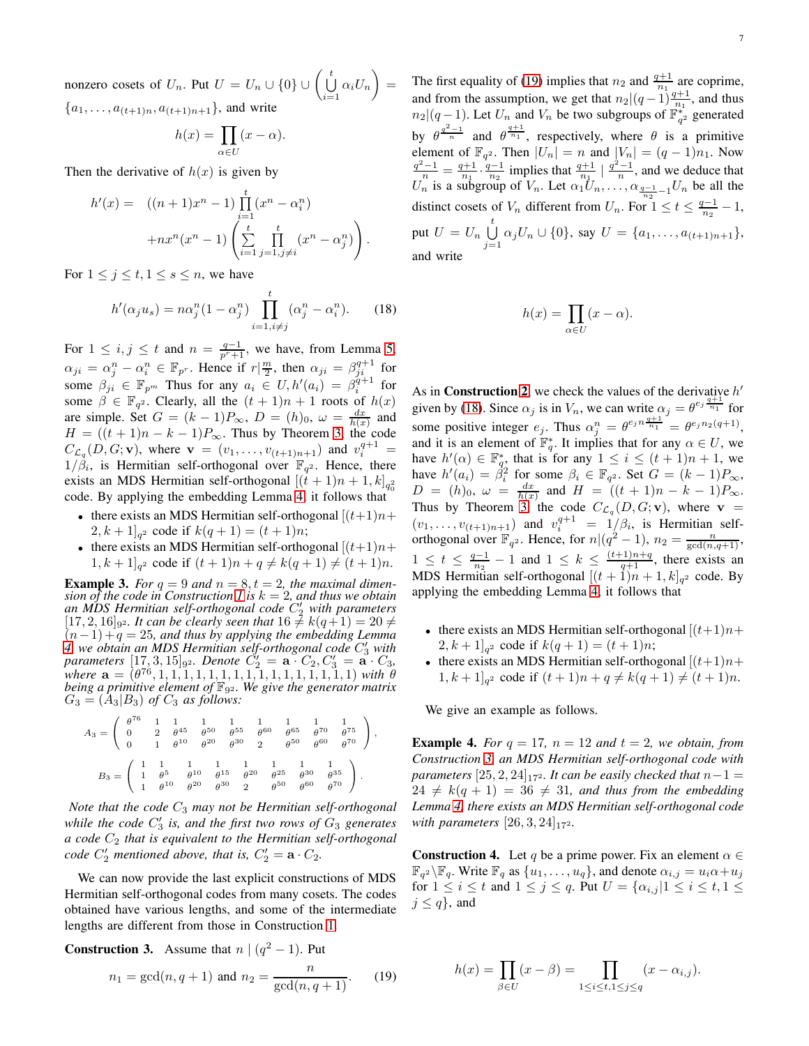nonzero cosets of $U_n$. Put $U = U_n \cup \{0\} \cup \left(\bigcup_{i=1}^{t} \alpha_i U_n\right) = \{a_1, \ldots, a_{(t+1)n}, a_{(t+1)n+1}\}$, and write

$$h(x) = \prod_{\alpha \in U} (x - \alpha).$$

Then the derivative of $h(x)$ is given by

$$\begin{aligned} h'(x) = \quad & ((n+1)x^n - 1) \prod_{i=1}^{t} (x^n - \alpha_i^n) \\ & + nx^n(x^n - 1) \left( \sum_{i=1}^{t} \prod_{j=1, j \neq i}^{t} (x^n - \alpha_j^n) \right). \end{aligned}$$

For $1 \leq j \leq t, 1 \leq s \leq n$, we have

$$h'(\alpha_j u_s) = n\alpha_j^n(1 - \alpha_j^n) \prod_{i=1, i \neq j}^{t} (\alpha_j^n - \alpha_i^n). \tag{18}$$

For $1 \leq i, j \leq t$ and $n = \frac{q-1}{p^r+1}$, we have, from Lemma 5, $\alpha_{ji} = \alpha_j^n - \alpha_i^n \in \mathbb{F}_{p^r}$. Hence if $r | \frac{m}{2}$, then $\alpha_{ji} = \beta_{ji}^{q+1}$ for some $\beta_{ji} \in \mathbb{F}_{p^m}$ Thus for any $a_i \in U, h'(a_i) = \beta_i^{q+1}$ for some $\beta \in \mathbb{F}_{q^2}$. Clearly, all the $(t+1)n+1$ roots of $h(x)$ are simple. Set $G = (k-1)P_\infty$, $D = (h)_0$, $\omega = \frac{dx}{h(x)}$ and $H = ((t+1)n - k - 1)P_\infty$. Thus by Theorem 3, the code $C_{\mathcal{L}_q}(D, G; \mathbf{v})$, where $\mathbf{v} = (v_1, \ldots, v_{(t+1)n+1})$ and $v_i^{q+1} = 1/\beta_i$, is Hermitian self-orthogonal over $\mathbb{F}_{q^2}$. Hence, there exists an MDS Hermitian self-orthogonal $[(t+1)n+1, k]_{q_0^2}$ code. By applying the embedding Lemma 4, it follows that

- there exists an MDS Hermitian self-orthogonal $[(t+1)n+2, k+1]_{q^2}$ code if $k(q+1) = (t+1)n$;
- there exists an MDS Hermitian self-orthogonal $[(t+1)n+1, k+1]_{q^2}$ code if $(t+1)n + q \neq k(q+1) \neq (t+1)n$.

**Example 3.** *For $q = 9$ and $n = 8, t = 2$, the maximal dimension of the code in Construction 1 is $k = 2$, and thus we obtain an MDS Hermitian self-orthogonal code $C_2'$ with parameters $[17, 2, 16]_{9^2}$. It can be clearly seen that $16 \neq k(q+1) = 20 \neq (n-1) + q = 25$, and thus by applying the embedding Lemma 4 we obtain an MDS Hermitian self-orthogonal code $C_3'$ with parameters $[17, 3, 15]_{9^2}$. Denote $C_2' = \mathbf{a} \cdot C_2, C_3' = \mathbf{a} \cdot C_3$, where $\mathbf{a} = (\theta^{76}, 1, 1, 1, 1, 1, 1, 1, 1, 1, 1, 1, 1, 1, 1, 1, 1)$ with $\theta$ being a primitive element of $\mathbb{F}_{9^2}$. We give the generator matrix $G_3 = (A_3 | B_3)$ of $C_3$ as follows:*

$$A_3 = \begin{pmatrix} \theta^{76} & 1 & 1 & 1 & 1 & 1 & 1 & 1 & 1 \\ 0 & 2 & \theta^{45} & \theta^{50} & \theta^{55} & \theta^{60} & \theta^{65} & \theta^{70} & \theta^{75} \\ 0 & 1 & \theta^{10} & \theta^{20} & \theta^{30} & 2 & \theta^{50} & \theta^{60} & \theta^{70} \end{pmatrix},$$

$$B_3 = \begin{pmatrix} 1 & 1 & 1 & 1 & 1 & 1 & 1 & 1 \\ 1 & \theta^{5} & \theta^{10} & \theta^{15} & \theta^{20} & \theta^{25} & \theta^{30} & \theta^{35} \\ 1 & \theta^{10} & \theta^{20} & \theta^{30} & 2 & \theta^{50} & \theta^{60} & \theta^{70} \end{pmatrix}.$$

*Note that the code $C_3$ may not be Hermitian self-orthogonal while the code $C_3'$ is, and the first two rows of $G_3$ generates a code $C_2$ that is equivalent to the Hermitian self-orthogonal code $C_2'$ mentioned above, that is, $C_2' = \mathbf{a} \cdot C_2$.*

We can now provide the last explicit constructions of MDS Hermitian self-orthogonal codes from many cosets. The codes obtained have various lengths, and some of the intermediate lengths are different from those in Construction 1.

**Construction 3.** Assume that $n \mid (q^2 - 1)$. Put

$$n_1 = \gcd(n, q+1) \text{ and } n_2 = \frac{n}{\gcd(n, q+1)}. \tag{19}$$

The first equality of (19) implies that $n_2$ and $\frac{q+1}{n_1}$ are coprime, and from the assumption, we get that $n_2 | (q-1)\frac{q+1}{n_1}$, and thus $n_2 | (q-1)$. Let $U_n$ and $V_n$ be two subgroups of $\mathbb{F}_{q^2}^*$ generated by $\theta^{\frac{q^2-1}{n}}$ and $\theta^{\frac{q+1}{n_1}}$, respectively, where $\theta$ is a primitive element of $\mathbb{F}_{q^2}$. Then $|U_n| = n$ and $|V_n| = (q-1)n_1$. Now $\frac{q^2-1}{n} = \frac{q+1}{n_1} \cdot \frac{q-1}{n_2}$ implies that $\frac{q+1}{n_1} \mid \frac{q^2-1}{n}$, and we deduce that $U_n$ is a subgroup of $V_n$. Let $\alpha_1 U_n, \ldots, \alpha_{\frac{q-1}{n_2}-1} U_n$ be all the distinct cosets of $V_n$ different from $U_n$. For $1 \leq t \leq \frac{q-1}{n_2} - 1$, put $U = U_n \bigcup_{j=1}^{t} \alpha_j U_n \cup \{0\}$, say $U = \{a_1, \ldots, a_{(t+1)n+1}\}$, and write

$$h(x) = \prod_{\alpha \in U} (x - \alpha).$$

As in **Construction 2**, we check the values of the derivative $h'$ given by (18). Since $\alpha_j$ is in $V_n$, we can write $\alpha_j = \theta^{e_j \frac{q+1}{n_1}}$ for some positive integer $e_j$. Thus $\alpha_j^n = \theta^{e_j n \frac{q+1}{n_1}} = \theta^{e_j n_2 (q+1)}$, and it is an element of $\mathbb{F}_q^*$. It implies that for any $\alpha \in U$, we have $h'(\alpha) \in \mathbb{F}_q^*$, that is for any $1 \leq i \leq (t+1)n + 1$, we have $h'(a_i) = \beta_i^2$ for some $\beta_i \in \mathbb{F}_{q^2}$. Set $G = (k-1)P_\infty$, $D = (h)_0$, $\omega = \frac{dx}{h(x)}$ and $H = ((t+1)n - k - 1)P_\infty$. Thus by Theorem 3, the code $C_{\mathcal{L}_q}(D, G; \mathbf{v})$, where $\mathbf{v} = (v_1, \ldots, v_{(t+1)n+1})$ and $v_i^{q+1} = 1/\beta_i$, is Hermitian self-orthogonal over $\mathbb{F}_{q^2}$. Hence, for $n | (q^2 - 1)$, $n_2 = \frac{n}{\gcd(n, q+1)}$, $1 \leq t \leq \frac{q-1}{n_2} - 1$ and $1 \leq k \leq \frac{(t+1)n+q}{q+1}$, there exists an MDS Hermitian self-orthogonal $[(t+1)n+1, k]_{q^2}$ code. By applying the embedding Lemma 4, it follows that

- there exists an MDS Hermitian self-orthogonal $[(t+1)n+2, k+1]_{q^2}$ code if $k(q+1) = (t+1)n$;
- there exists an MDS Hermitian self-orthogonal $[(t+1)n+1, k+1]_{q^2}$ code if $(t+1)n + q \neq k(q+1) \neq (t+1)n$.

We give an example as follows.

**Example 4.** *For $q = 17$, $n = 12$ and $t = 2$, we obtain, from Construction 3, an MDS Hermitian self-orthogonal code with parameters $[25, 2, 24]_{17^2}$. It can be easily checked that $n - 1 = 24 \neq k(q+1) = 36 \neq 31$, and thus from the embedding Lemma 4, there exists an MDS Hermitian self-orthogonal code with parameters $[26, 3, 24]_{17^2}$.*

**Construction 4.** Let $q$ be a prime power. Fix an element $\alpha \in \mathbb{F}_{q^2} \backslash \mathbb{F}_q$. Write $\mathbb{F}_q$ as $\{u_1, \ldots, u_q\}$, and denote $\alpha_{i,j} = u_i \alpha + u_j$ for $1 \leq i \leq t$ and $1 \leq j \leq q$. Put $U = \{\alpha_{i,j} | 1 \leq i \leq t, 1 \leq j \leq q\}$, and

$$h(x) = \prod_{\beta \in U} (x - \beta) = \prod_{1 \leq i \leq t, 1 \leq j \leq q} (x - \alpha_{i,j}).$$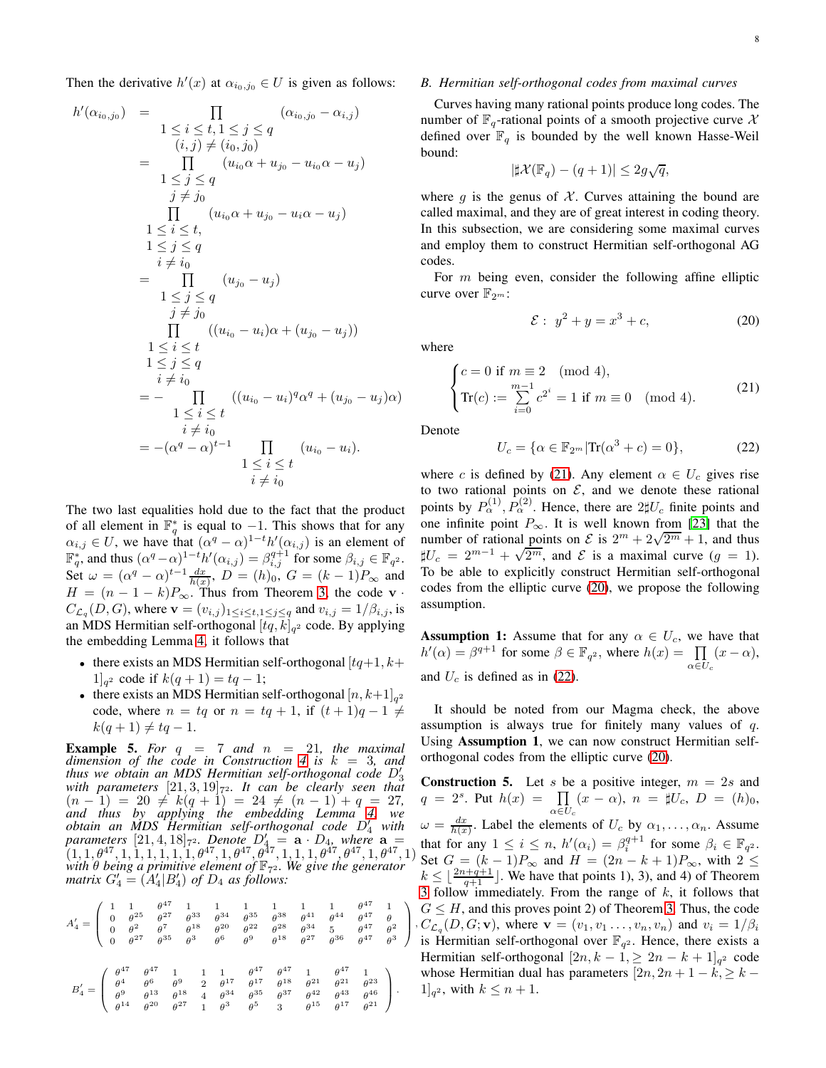Then the derivative $h'(x)$ at $\alpha_{i_0,j_0} \in U$ is given as follows:

$$
\begin{aligned}
h'(\alpha_{i_0,j_0}) &= \prod_{\substack{1\le i\le t, 1\le j\le q\\ (i,j)\neq(i_0,j_0)}} (\alpha_{i_0,j_0} - \alpha_{i,j}) \\
&= \prod_{\substack{1\le j\le q\\ j\neq j_0}} (u_{i_0}\alpha + u_{j_0} - u_{i_0}\alpha - u_j) \prod_{\substack{1\le i\le t,\\ 1\le j\le q\\ i\neq i_0}} (u_{i_0}\alpha + u_{j_0} - u_i\alpha - u_j) \\
&= \prod_{\substack{1\le j\le q\\ j\neq j_0}} (u_{j_0} - u_j) \prod_{\substack{1\le i\le t\\ 1\le j\le q\\ i\neq i_0}} ((u_{i_0} - u_i)\alpha + (u_{j_0} - u_j)) \\
&= -\prod_{\substack{1\le i\le t\\ i\neq i_0}} ((u_{i_0} - u_i)^q\alpha^q + (u_{j_0} - u_j)\alpha) \\
&= -(\alpha^q - \alpha)^{t-1} \prod_{\substack{1\le i\le t\\ i\neq i_0}} (u_{i_0} - u_i).
\end{aligned}
$$

The two last equalities hold due to the fact that the product of all element in $\mathbb{F}_q^*$ is equal to $-1$. This shows that for any $\alpha_{i,j} \in U$, we have that $(\alpha^q - \alpha)^{1-t} h'(\alpha_{i,j})$ is an element of $\mathbb{F}_q^*$, and thus $(\alpha^q - \alpha)^{1-t} h'(\alpha_{i,j}) = \beta_{i,j}^{q+1}$ for some $\beta_{i,j} \in \mathbb{F}_{q^2}$. Set $\omega = (\alpha^q - \alpha)^{t-1} \frac{dx}{h(x)}$, $D = (h)_0$, $G = (k-1)P_\infty$ and $H = (n-1-k)P_\infty$. Thus from Theorem 3, the code $\mathbf{v} \cdot C_{\mathcal{L}_q}(D, G)$, where $\mathbf{v} = (v_{i,j})_{1\le i\le t, 1\le j\le q}$ and $v_{i,j} = 1/\beta_{i,j}$, is an MDS Hermitian self-orthogonal $[tq, k]_{q^2}$ code. By applying the embedding Lemma 4, it follows that

- there exists an MDS Hermitian self-orthogonal $[tq+1, k+1]_{q^2}$ code if $k(q+1) = tq - 1$;
- there exists an MDS Hermitian self-orthogonal $[n, k+1]_{q^2}$ code, where $n = tq$ or $n = tq + 1$, if $(t+1)q - 1 \neq k(q+1) \neq tq - 1$.

**Example 5.** *For $q = 7$ and $n = 21$, the maximal dimension of the code in Construction 4 is $k = 3$, and thus we obtain an MDS Hermitian self-orthogonal code $D_3'$ with parameters $[21, 3, 19]_{7^2}$. It can be clearly seen that $(n-1) = 20 \neq k(q+1) = 24 \neq (n-1) + q = 27$, and thus by applying the embedding Lemma 4, we obtain an MDS Hermitian self-orthogonal code $D_4'$ with parameters $[21, 4, 18]_{7^2}$. Denote $D_4' = \mathbf{a} \cdot D_4$, where $\mathbf{a} = (1, 1, \theta^{47}, 1, 1, 1, 1, 1, 1, \theta^{47}, 1, \theta^{47}, \theta^{47}, 1, 1, 1, \theta^{47}, \theta^{47}, 1, \theta^{47}, 1)$ with $\theta$ being a primitive element of $\mathbb{F}_{7^2}$. We give the generator matrix $G_4' = (A_4' | B_4')$ of $D_4$ as follows:*

$$
A_4' = \begin{pmatrix}
1 & 1 & \theta^{47} & 1 & 1 & 1 & 1 & 1 & 1 & \theta^{47} & 1 \\
0 & \theta^{25} & \theta^{27} & \theta^{33} & \theta^{34} & \theta^{35} & \theta^{38} & \theta^{41} & \theta^{44} & \theta^{47} & \theta \\
0 & \theta^{2} & \theta^{7} & \theta^{18} & \theta^{20} & \theta^{22} & \theta^{28} & \theta^{34} & 5 & \theta^{47} & \theta^{2} \\
0 & \theta^{27} & \theta^{35} & \theta^{3} & \theta^{6} & \theta^{9} & \theta^{18} & \theta^{27} & \theta^{36} & \theta^{47} & \theta^{3}
\end{pmatrix},
$$

$$
B_4' = \begin{pmatrix}
\theta^{47} & \theta^{47} & 1 & 1 & 1 & \theta^{47} & \theta^{47} & 1 & \theta^{47} & 1 \\
\theta^{4} & \theta^{6} & \theta^{9} & 2 & \theta^{17} & \theta^{17} & \theta^{18} & \theta^{21} & \theta^{21} & \theta^{23} \\
\theta^{9} & \theta^{13} & \theta^{18} & 4 & \theta^{34} & \theta^{35} & \theta^{37} & \theta^{42} & \theta^{43} & \theta^{46} \\
\theta^{14} & \theta^{20} & \theta^{27} & 1 & \theta^{3} & \theta^{5} & 3 & \theta^{15} & \theta^{17} & \theta^{21}
\end{pmatrix}.
$$

### B. Hermitian self-orthogonal codes from maximal curves

Curves having many rational points produce long codes. The number of $\mathbb{F}_q$-rational points of a smooth projective curve $\mathcal{X}$ defined over $\mathbb{F}_q$ is bounded by the well known Hasse-Weil bound:

$$|\sharp\mathcal{X}(\mathbb{F}_q) - (q+1)| \le 2g\sqrt{q},$$

where $g$ is the genus of $\mathcal{X}$. Curves attaining the bound are called maximal, and they are of great interest in coding theory. In this subsection, we are considering some maximal curves and employ them to construct Hermitian self-orthogonal AG codes.

For $m$ being even, consider the following affine elliptic curve over $\mathbb{F}_{2^m}$:

$$\mathcal{E}:\ y^2 + y = x^3 + c, \tag{20}$$

where

$$
\begin{cases}
c = 0 \text{ if } m \equiv 2 \pmod 4, \\
\mathrm{Tr}(c) := \sum_{i=0}^{m-1} c^{2^i} = 1 \text{ if } m \equiv 0 \pmod 4.
\end{cases} \tag{21}
$$

Denote

$$U_c = \{\alpha \in \mathbb{F}_{2^m} | \mathrm{Tr}(\alpha^3 + c) = 0\}, \tag{22}$$

where $c$ is defined by (21). Any element $\alpha \in U_c$ gives rise to two rational points on $\mathcal{E}$, and we denote these rational points by $P_\alpha^{(1)}, P_\alpha^{(2)}$. Hence, there are $2\sharp U_c$ finite points and one infinite point $P_\infty$. It is well known from [23] that the number of rational points on $\mathcal{E}$ is $2^m + 2\sqrt{2^m} + 1$, and thus $\sharp U_c = 2^{m-1} + \sqrt{2^m}$, and $\mathcal{E}$ is a maximal curve ($g = 1$). To be able to explicitly construct Hermitian self-orthogonal codes from the elliptic curve (20), we propose the following assumption.

**Assumption 1:** Assume that for any $\alpha \in U_c$, we have that $h'(\alpha) = \beta^{q+1}$ for some $\beta \in \mathbb{F}_{q^2}$, where $h(x) = \prod_{\alpha \in U_c} (x - \alpha)$, and $U_c$ is defined as in (22).

It should be noted from our Magma check, the above assumption is always true for finitely many values of $q$. Using **Assumption 1**, we can now construct Hermitian self-orthogonal codes from the elliptic curve (20).

**Construction 5.** Let $s$ be a positive integer, $m = 2s$ and $q = 2^s$. Put $h(x) = \prod_{\alpha \in U_c} (x - \alpha)$, $n = \sharp U_c$, $D = (h)_0$, $\omega = \frac{dx}{h(x)}$. Label the elements of $U_c$ by $\alpha_1, \ldots, \alpha_n$. Assume that for any $1 \le i \le n$, $h'(\alpha_i) = \beta_i^{q+1}$ for some $\beta_i \in \mathbb{F}_{q^2}$. Set $G = (k-1)P_\infty$ and $H = (2n - k + 1)P_\infty$, with $2 \le k \le \lfloor \frac{2n+q+1}{q+1} \rfloor$. We have that points 1), 3), and 4) of Theorem 3 follow immediately. From the range of $k$, it follows that $G \le H$, and this proves point 2) of Theorem 3. Thus, the code $C_{\mathcal{L}_q}(D, G; \mathbf{v})$, where $\mathbf{v} = (v_1, v_1 \ldots, v_n, v_n)$ and $v_i = 1/\beta_i$ is Hermitian self-orthogonal over $\mathbb{F}_{q^2}$. Hence, there exists a Hermitian self-orthogonal $[2n, k-1, \ge 2n - k + 1]_{q^2}$ code whose Hermitian dual has parameters $[2n, 2n + 1 - k, \ge k - 1]_{q^2}$, with $k \le n + 1$.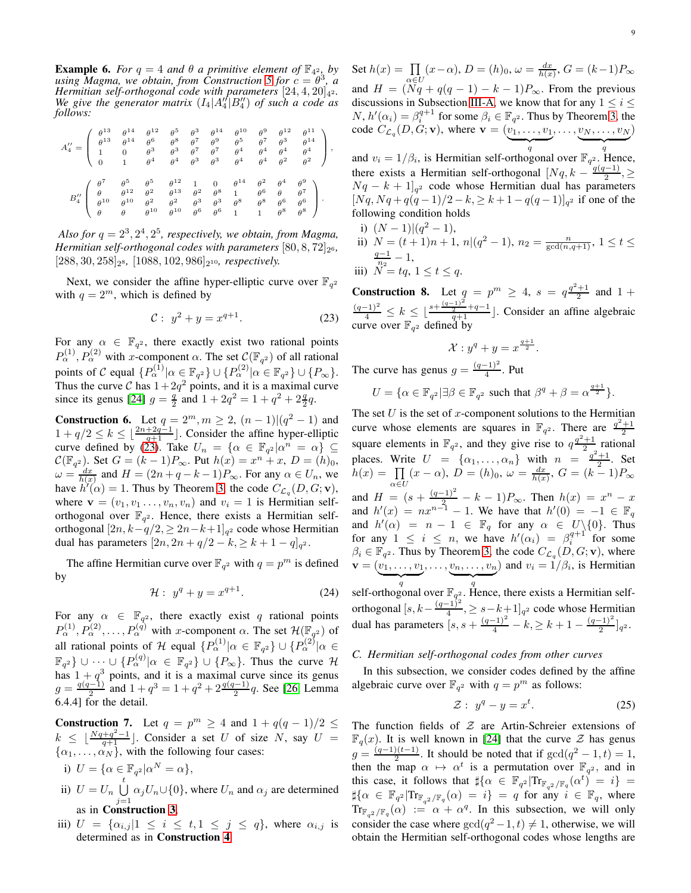**Example 6.** *For $q=4$ and $\theta$ a primitive element of $\mathbb{F}_{4^2}$, by using Magma, we obtain, from Construction 5 for $c=\theta^3$, a Hermitian self-orthogonal code with parameters $[24,4,20]_{4^2}$. We give the generator matrix $(I_4|A_4''|B_4'')$ of such a code as follows:*

$$A_4''=\begin{pmatrix} \theta^{13} & \theta^{14} & \theta^{12} & \theta^{5} & \theta^{3} & \theta^{14} & \theta^{10} & \theta^{9} & \theta^{12} & \theta^{11} \\ \theta^{13} & \theta^{14} & \theta^{6} & \theta^{8} & \theta^{7} & \theta^{9} & \theta^{5} & \theta^{7} & \theta^{3} & \theta^{14} \\ 1 & 0 & \theta^{3} & \theta^{3} & \theta^{7} & \theta^{7} & \theta^{4} & \theta^{4} & \theta^{4} & \theta^{4} \\ 0 & 1 & \theta^{4} & \theta^{4} & \theta^{3} & \theta^{3} & \theta^{4} & \theta^{4} & \theta^{2} & \theta^{2} \end{pmatrix},$$

$$B_4''\begin{pmatrix} \theta^{7} & \theta^{5} & \theta^{5} & \theta^{12} & 1 & 0 & \theta^{14} & \theta^{2} & \theta^{4} & \theta^{9} \\ \theta & \theta^{12} & \theta^{2} & \theta^{13} & \theta^{2} & \theta^{8} & 1 & \theta^{6} & \theta & \theta^{7} \\ \theta^{10} & \theta^{10} & \theta^{2} & \theta^{2} & \theta^{3} & \theta^{3} & \theta^{8} & \theta^{8} & \theta^{6} & \theta^{6} \\ \theta & \theta & \theta^{10} & \theta^{10} & \theta^{6} & \theta^{6} & 1 & 1 & \theta^{8} & \theta^{8} \end{pmatrix}.$$

*Also for $q=2^3,2^4,2^5$, respectively, we obtain, from Magma, Hermitian self-orthogonal codes with parameters $[80,8,72]_{2^6}$, $[288,30,258]_{2^8}$, $[1088,102,986]_{2^{10}}$, respectively.*

Next, we consider the affine hyper-elliptic curve over $\mathbb{F}_{q^2}$ with $q=2^m$, which is defined by

$$\mathcal{C}:\ y^2+y=x^{q+1}. \tag{23}$$

For any $\alpha\in\mathbb{F}_{q^2}$, there exactly exist two rational points $P_\alpha^{(1)},P_\alpha^{(2)}$ with $x$-component $\alpha$. The set $\mathcal{C}(\mathbb{F}_{q^2})$ of all rational points of $\mathcal{C}$ equal $\{P_\alpha^{(1)}|\alpha\in\mathbb{F}_{q^2}\}\cup\{P_\alpha^{(2)}|\alpha\in\mathbb{F}_{q^2}\}\cup\{P_\infty\}$. Thus the curve $\mathcal{C}$ has $1+2q^2$ points, and it is a maximal curve since its genus [24] $g=\frac{q}{2}$ and $1+2q^2=1+q^2+2\frac{q}{2}q$.

**Construction 6.** Let $q=2^m, m\geq 2$, $(n-1)|(q^2-1)$ and $1+q/2\leq k\leq\lfloor\frac{2n+2q-1}{q+1}\rfloor$. Consider the affine hyper-elliptic curve defined by (23). Take $U_n=\{\alpha\in\mathbb{F}_{q^2}|\alpha^n=\alpha\}\subseteq\mathcal{C}(\mathbb{F}_{q^2})$. Set $G=(k-1)P_\infty$. Put $h(x)=x^n+x$, $D=(h)_0$, $\omega=\frac{dx}{h(x)}$ and $H=(2n+q-k-1)P_\infty$. For any $\alpha\in U_n$, we have $h'(\alpha)=1$. Thus by Theorem 3, the code $C_{\mathcal{L}_q}(D,G;\mathbf{v})$, where $\mathbf{v}=(v_1,v_1\ldots,v_n,v_n)$ and $v_i=1$ is Hermitian self-orthogonal over $\mathbb{F}_{q^2}$. Hence, there exists a Hermitian self-orthogonal $[2n,k-q/2,\geq 2n-k+1]_{q^2}$ code whose Hermitian dual has parameters $[2n,2n+q/2-k,\geq k+1-q]_{q^2}$.

The affine Hermitian curve over $\mathbb{F}_{q^2}$ with $q=p^m$ is defined by

$$\mathcal{H}:\ y^q+y=x^{q+1}. \tag{24}$$

For any $\alpha\in\mathbb{F}_{q^2}$, there exactly exist $q$ rational points $P_\alpha^{(1)},P_\alpha^{(2)},\ldots,P_\alpha^{(q)}$ with $x$-component $\alpha$. The set $\mathcal{H}(\mathbb{F}_{q^2})$ of all rational points of $\mathcal{H}$ equal $\{P_\alpha^{(1)}|\alpha\in\mathbb{F}_{q^2}\}\cup\{P_\alpha^{(2)}|\alpha\in\mathbb{F}_{q^2}\}\cup\cdots\cup\{P_\alpha^{(q)}|\alpha\in\mathbb{F}_{q^2}\}\cup\{P_\infty\}$. Thus the curve $\mathcal{H}$ has $1+q^3$ points, and it is a maximal curve since its genus $g=\frac{q(q-1)}{2}$ and $1+q^3=1+q^2+2\frac{q(q-1)}{2}q$. See [26, Lemma 6.4.4] for the detail.

**Construction 7.** Let $q=p^m\geq 4$ and $1+q(q-1)/2\leq k\leq\lfloor\frac{Nq+q^2-1}{q+1}\rfloor$. Consider a set $U$ of size $N$, say $U=\{\alpha_1,\ldots,\alpha_N\}$, with the following four cases:

i) $U=\{\alpha\in\mathbb{F}_{q^2}|\alpha^N=\alpha\}$,

ii) $U=U_n\bigcup\limits_{j=1}^{t}\alpha_jU_n\cup\{0\}$, where $U_n$ and $\alpha_j$ are determined as in **Construction 3**.

iii) $U=\{\alpha_{i,j}|1\leq i\leq t, 1\leq j\leq q\}$, where $\alpha_{i,j}$ is determined as in **Construction 4**.

Set $h(x)=\prod\limits_{\alpha\in U}(x-\alpha)$, $D=(h)_0$, $\omega=\frac{dx}{h(x)}$, $G=(k-1)P_\infty$ and $H=(Nq+q(q-1)-k-1)P_\infty$. From the previous discussions in Subsection III-A, we know that for any $1\leq i\leq N$, $h'(\alpha_i)=\beta_i^{q+1}$ for some $\beta_i\in\mathbb{F}_{q^2}$. Thus by Theorem 3, the code $C_{\mathcal{L}_q}(D,G;\mathbf{v})$, where $\mathbf{v}=(\underbrace{v_1,\ldots,v_1}_{q},\ldots,\underbrace{v_N,\ldots,v_N}_{q})$ and $v_i=1/\beta_i$, is Hermitian self-orthogonal over $\mathbb{F}_{q^2}$. Hence, there exists a Hermitian self-orthogonal $[Nq,k-\frac{q(q-1)}{2},\geq Nq-k+1]_{q^2}$ code whose Hermitian dual has parameters $[Nq,Nq+q(q-1)/2-k,\geq k+1-q(q-1)]_{q^2}$ if one of the following condition holds

i) $(N-1)|(q^2-1)$,

ii) $N=(t+1)n+1$, $n|(q^2-1)$, $n_2=\frac{n}{\gcd(n,q+1)}$, $1\leq t\leq\frac{q-1}{n_2}-1$,

iii) $N=tq$, $1\leq t\leq q$.

**Construction 8.** Let $q=p^m\geq 4$, $s=q\frac{q^2+1}{2}$ and $1+\frac{(q-1)^2}{4}\leq k\leq\lfloor\frac{s+\frac{(q-1)^2}{2}+q-1}{q+1}\rfloor$. Consider an affine algebraic curve over $\mathbb{F}_{q^2}$ defined by

$$\mathcal{X}: y^q+y=x^{\frac{q+1}{2}}.$$

The curve has genus $g=\frac{(q-1)^2}{4}$. Put

$$U=\{\alpha\in\mathbb{F}_{q^2}|\exists\beta\in\mathbb{F}_{q^2}\text{ such that }\beta^q+\beta=\alpha^{\frac{q+1}{2}}\}.$$

The set $U$ is the set of $x$-component solutions to the Hermitian curve whose elements are squares in $\mathbb{F}_{q^2}$. There are $\frac{q^2+1}{2}$ square elements in $\mathbb{F}_{q^2}$, and they give rise to $q\frac{q^2+1}{2}$ rational places. Write $U=\{\alpha_1,\ldots,\alpha_n\}$ with $n=\frac{q^2+1}{2}$. Set $h(x)=\prod\limits_{\alpha\in U}(x-\alpha)$, $D=(h)_0$, $\omega=\frac{dx}{h(x)}$, $G=(k-1)P_\infty$ and $H=(s+\frac{(q-1)^2}{2}-k-1)P_\infty$. Then $h(x)=x^n-x$ and $h'(x)=nx^{n-1}-1$. We have that $h'(0)=-1\in\mathbb{F}_q$ and $h'(\alpha)=n-1\in\mathbb{F}_q$ for any $\alpha\in U\backslash\{0\}$. Thus for any $1\leq i\leq n$, we have $h'(\alpha_i)=\beta_i^{q+1}$ for some $\beta_i\in\mathbb{F}_{q^2}$. Thus by Theorem 3, the code $C_{\mathcal{L}_q}(D,G;\mathbf{v})$, where $\mathbf{v}=(\underbrace{v_1,\ldots,v_1}_{q},\ldots,\underbrace{v_n,\ldots,v_n}_{q})$ and $v_i=1/\beta_i$, is Hermitian self-orthogonal over $\mathbb{F}_{q^2}$. Hence, there exists a Hermitian self-orthogonal $[s,k-\frac{(q-1)^2}{4},\geq s-k+1]_{q^2}$ code whose Hermitian dual has parameters $[s,s+\frac{(q-1)^2}{4}-k,\geq k+1-\frac{(q-1)^2}{2}]_{q^2}$.

### C. Hermitian self-orthogonal codes from other curves

In this subsection, we consider codes defined by the affine algebraic curve over $\mathbb{F}_{q^2}$ with $q=p^m$ as follows:

$$\mathcal{Z}:\ y^q-y=x^t. \tag{25}$$

The function fields of $\mathcal{Z}$ are Artin-Schreier extensions of $\mathbb{F}_q(x)$. It is well known in [24] that the curve $\mathcal{Z}$ has genus $g=\frac{(q-1)(t-1)}{2}$. It should be noted that if $\gcd(q^2-1,t)=1$, then the map $\alpha\mapsto\alpha^t$ is a permutation over $\mathbb{F}_{q^2}$, and in this case, it follows that $\sharp\{\alpha\in\mathbb{F}_{q^2}|\mathrm{Tr}_{\mathbb{F}_{q^2}/\mathbb{F}_q}(\alpha^t)=i\}=\sharp\{\alpha\in\mathbb{F}_{q^2}|\mathrm{Tr}_{\mathbb{F}_{q^2}/\mathbb{F}_q}(\alpha)=i\}=q$ for any $i\in\mathbb{F}_q$, where $\mathrm{Tr}_{\mathbb{F}_{q^2}/\mathbb{F}_q}(\alpha):=\alpha+\alpha^q$. In this subsection, we will only consider the case where $\gcd(q^2-1,t)\neq 1$, otherwise, we will obtain the Hermitian self-orthogonal codes whose lengths are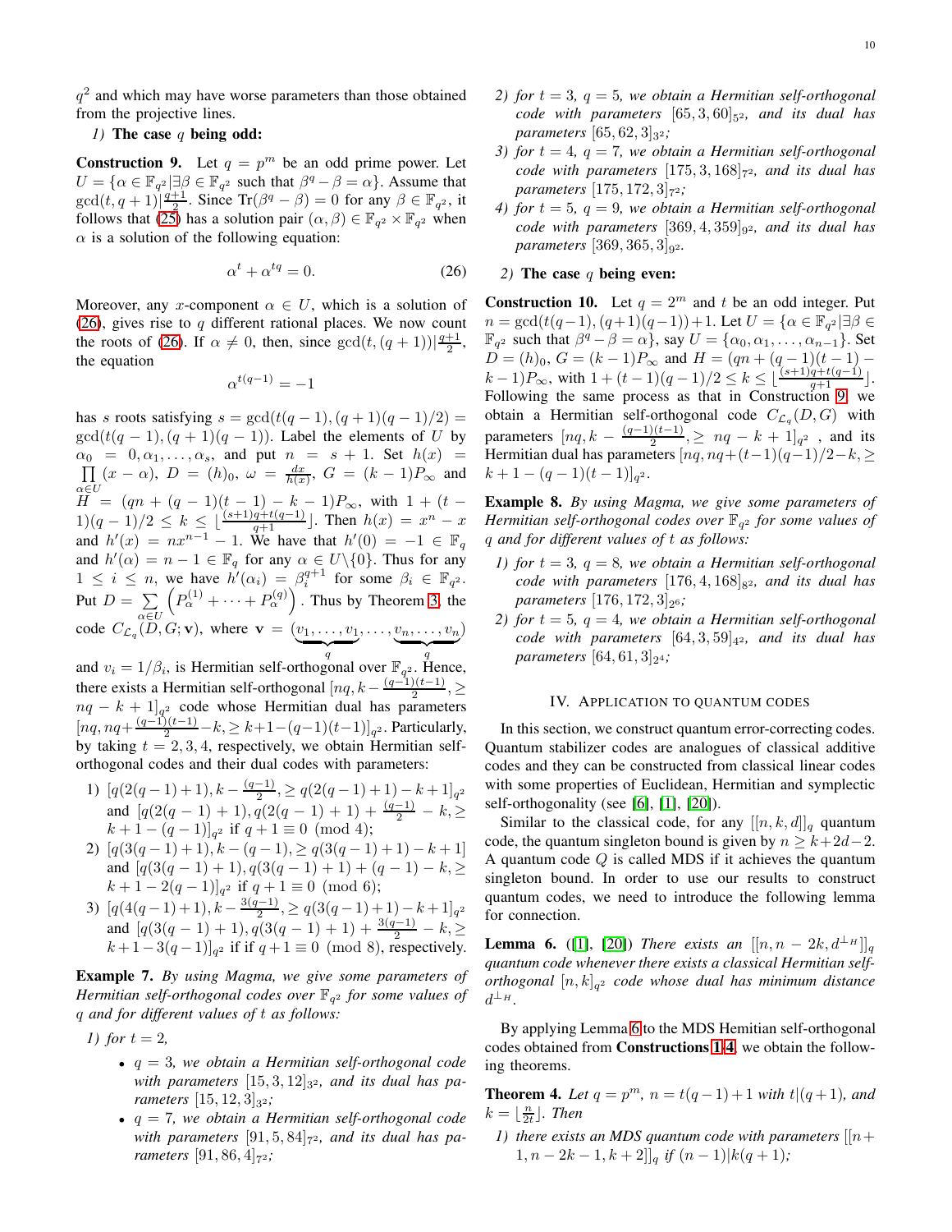$q^2$ and which may have worse parameters than those obtained from the projective lines.

*1)* **The case $q$ being odd:**

**Construction 9.** Let $q = p^m$ be an odd prime power. Let $U = \{\alpha \in \mathbb{F}_{q^2} | \exists \beta \in \mathbb{F}_{q^2}$ such that $\beta^q - \beta = \alpha\}$. Assume that $\gcd(t, q+1) | \frac{q+1}{2}$. Since $\mathrm{Tr}(\beta^q - \beta) = 0$ for any $\beta \in \mathbb{F}_{q^2}$, it follows that (25) has a solution pair $(\alpha, \beta) \in \mathbb{F}_{q^2} \times \mathbb{F}_{q^2}$ when $\alpha$ is a solution of the following equation:

$$\alpha^t + \alpha^{tq} = 0. \tag{26}$$

Moreover, any $x$-component $\alpha \in U$, which is a solution of (26), gives rise to $q$ different rational places. We now count the roots of (26). If $\alpha \neq 0$, then, since $\gcd(t, (q+1)) | \frac{q+1}{2}$, the equation

$$\alpha^{t(q-1)} = -1$$

has $s$ roots satisfying $s = \gcd(t(q-1), (q+1)(q-1)/2) = \gcd(t(q-1), (q+1)(q-1))$. Label the elements of $U$ by $\alpha_0 = 0, \alpha_1, \ldots, \alpha_s$, and put $n = s+1$. Set $h(x) = \prod_{\alpha \in U} (x - \alpha)$, $D = (h)_0$, $\omega = \frac{dx}{h(x)}$, $G = (k-1)P_\infty$ and $H = (qn + (q-1)(t-1) - k - 1)P_\infty$, with $1 + (t-1)(q-1)/2 \leq k \leq \lfloor \frac{(s+1)q + t(q-1)}{q+1} \rfloor$. Then $h(x) = x^n - x$ and $h'(x) = nx^{n-1} - 1$. We have that $h'(0) = -1 \in \mathbb{F}_q$ and $h'(\alpha) = n - 1 \in \mathbb{F}_q$ for any $\alpha \in U \backslash \{0\}$. Thus for any $1 \leq i \leq n$, we have $h'(\alpha_i) = \beta_i^{q+1}$ for some $\beta_i \in \mathbb{F}_{q^2}$. Put $D = \sum_{\alpha \in U} \left( P_\alpha^{(1)} + \cdots + P_\alpha^{(q)} \right)$. Thus by Theorem 3, the code $C_{\mathcal{L}_q}(D, G; \mathbf{v})$, where $\mathbf{v} = (\underbrace{v_1, \ldots, v_1}_{q}, \ldots, \underbrace{v_n, \ldots, v_n}_{q})$ and $v_i = 1/\beta_i$, is Hermitian self-orthogonal over $\mathbb{F}_{q^2}$. Hence, there exists a Hermitian self-orthogonal $[nq, k - \frac{(q-1)(t-1)}{2}, \geq nq - k + 1]_{q^2}$ code whose Hermitian dual has parameters $[nq, nq + \frac{(q-1)(t-1)}{2} - k, \geq k + 1 - (q-1)(t-1)]_{q^2}$. Particularly, by taking $t = 2, 3, 4$, respectively, we obtain Hermitian self-orthogonal codes and their dual codes with parameters:

1) $[q(2(q-1)+1), k - \frac{(q-1)}{2}, \geq q(2(q-1)+1) - k + 1]_{q^2}$ and $[q(2(q-1)+1), q(2(q-1)+1) + \frac{(q-1)}{2} - k, \geq k + 1 - (q-1)]_{q^2}$ if $q + 1 \equiv 0 \pmod 4$;
2) $[q(3(q-1)+1), k - (q-1), \geq q(3(q-1)+1) - k + 1]$ and $[q(3(q-1)+1), q(3(q-1)+1) + (q-1) - k, \geq k + 1 - 2(q-1)]_{q^2}$ if $q + 1 \equiv 0 \pmod 6$;
3) $[q(4(q-1)+1), k - \frac{3(q-1)}{2}, \geq q(3(q-1)+1) - k + 1]_{q^2}$ and $[q(3(q-1)+1), q(3(q-1)+1) + \frac{3(q-1)}{2} - k, \geq k + 1 - 3(q-1)]_{q^2}$ if if $q + 1 \equiv 0 \pmod 8$, respectively.

**Example 7.** *By using Magma, we give some parameters of Hermitian self-orthogonal codes over $\mathbb{F}_{q^2}$ for some values of $q$ and for different values of $t$ as follows:*

*1) for $t = 2$,*

- *$q = 3$, we obtain a Hermitian self-orthogonal code with parameters $[15, 3, 12]_{3^2}$, and its dual has parameters $[15, 12, 3]_{3^2}$;*
- *$q = 7$, we obtain a Hermitian self-orthogonal code with parameters $[91, 5, 84]_{7^2}$, and its dual has parameters $[91, 86, 4]_{7^2}$;*

*2) for $t = 3$, $q = 5$, we obtain a Hermitian self-orthogonal code with parameters $[65, 3, 60]_{5^2}$, and its dual has parameters $[65, 62, 3]_{3^2}$;*

*3) for $t = 4$, $q = 7$, we obtain a Hermitian self-orthogonal code with parameters $[175, 3, 168]_{7^2}$, and its dual has parameters $[175, 172, 3]_{7^2}$;*

*4) for $t = 5$, $q = 9$, we obtain a Hermitian self-orthogonal code with parameters $[369, 4, 359]_{9^2}$, and its dual has parameters $[369, 365, 3]_{9^2}$.*

*2)* **The case $q$ being even:**

**Construction 10.** Let $q = 2^m$ and $t$ be an odd integer. Put $n = \gcd(t(q-1), (q+1)(q-1)) + 1$. Let $U = \{\alpha \in \mathbb{F}_{q^2} | \exists \beta \in \mathbb{F}_{q^2}$ such that $\beta^q - \beta = \alpha\}$, say $U = \{\alpha_0, \alpha_1, \ldots, \alpha_{n-1}\}$. Set $D = (h)_0$, $G = (k-1)P_\infty$ and $H = (qn + (q-1)(t-1) - k - 1)P_\infty$, with $1 + (t-1)(q-1)/2 \leq k \leq \lfloor \frac{(s+1)q + t(q-1)}{q+1} \rfloor$. Following the same process as that in Construction 9, we obtain a Hermitian self-orthogonal code $C_{\mathcal{L}_q}(D, G)$ with parameters $[nq, k - \frac{(q-1)(t-1)}{2}, \geq nq - k + 1]_{q^2}$ , and its Hermitian dual has parameters $[nq, nq + (t-1)(q-1)/2 - k, \geq k + 1 - (q-1)(t-1)]_{q^2}$.

**Example 8.** *By using Magma, we give some parameters of Hermitian self-orthogonal codes over $\mathbb{F}_{q^2}$ for some values of $q$ and for different values of $t$ as follows:*

*1) for $t = 3$, $q = 8$, we obtain a Hermitian self-orthogonal code with parameters $[176, 4, 168]_{8^2}$, and its dual has parameters $[176, 172, 3]_{2^6}$;*

*2) for $t = 5$, $q = 4$, we obtain a Hermitian self-orthogonal code with parameters $[64, 3, 59]_{4^2}$, and its dual has parameters $[64, 61, 3]_{2^4}$;*

## IV. Application to Quantum Codes

In this section, we construct quantum error-correcting codes. Quantum stabilizer codes are analogues of classical additive codes and they can be constructed from classical linear codes with some properties of Euclidean, Hermitian and symplectic self-orthogonality (see [6], [1], [20]).

Similar to the classical code, for any $[[n, k, d]]_q$ quantum code, the quantum singleton bound is given by $n \geq k + 2d - 2$. A quantum code $Q$ is called MDS if it achieves the quantum singleton bound. In order to use our results to construct quantum codes, we need to introduce the following lemma for connection.

**Lemma 6.** ([1], [20]) *There exists an $[[n, n-2k, d^{\perp_H}]]_q$ quantum code whenever there exists a classical Hermitian self-orthogonal $[n, k]_{q^2}$ code whose dual has minimum distance $d^{\perp_H}$.*

By applying Lemma 6 to the MDS Hemitian self-orthogonal codes obtained from **Constructions 1-4**, we obtain the following theorems.

**Theorem 4.** *Let $q = p^m$, $n = t(q-1) + 1$ with $t | (q+1)$, and $k = \lfloor \frac{n}{2t} \rfloor$. Then*

*1) there exists an MDS quantum code with parameters $[[n + 1, n - 2k - 1, k + 2]]_q$ if $(n-1) | k(q+1)$;*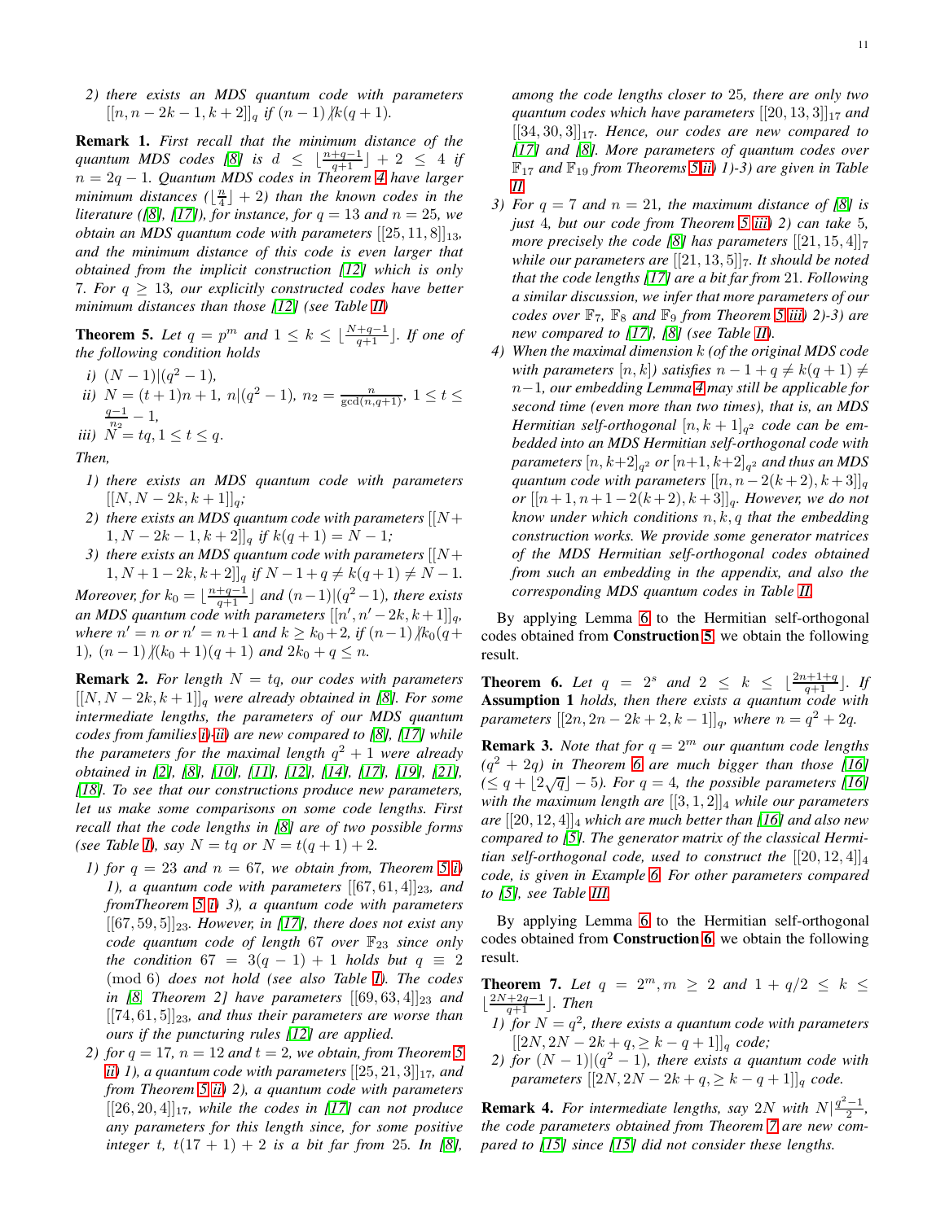2) *there exists an MDS quantum code with parameters $[[n, n-2k-1, k+2]]_q$ if $(n-1) \nmid k(q+1)$.*

**Remark 1.** *First recall that the minimum distance of the quantum MDS codes [8] is $d \leq \lfloor \frac{n+q-1}{q+1} \rfloor + 2 \leq 4$ if $n = 2q-1$. Quantum MDS codes in Theorem 4 have larger minimum distances ($\lfloor \frac{n}{4} \rfloor + 2$) than the known codes in the literature ([8], [17]), for instance, for $q = 13$ and $n = 25$, we obtain an MDS quantum code with parameters $[[25, 11, 8]]_{13}$, and the minimum distance of this code is even larger that obtained from the implicit construction [12] which is only 7. For $q \geq 13$, our explicitly constructed codes have better minimum distances than those [12] (see Table II)*

**Theorem 5.** *Let $q = p^m$ and $1 \leq k \leq \lfloor \frac{N+q-1}{q+1} \rfloor$. If one of the following condition holds*

*i) $(N-1)|(q^2-1)$,*

*ii) $N = (t+1)n+1$, $n|(q^2-1)$, $n_2 = \frac{n}{\gcd(n,q+1)}$, $1 \leq t \leq \frac{q-1}{n_2} - 1$,*

*iii) $N = tq, 1 \leq t \leq q$.*

*Then,*

1) *there exists an MDS quantum code with parameters $[[N, N-2k, k+1]]_q$;*
2) *there exists an MDS quantum code with parameters $[[N+1, N-2k-1, k+2]]_q$ if $k(q+1) = N-1$;*
3) *there exists an MDS quantum code with parameters $[[N+1, N+1-2k, k+2]]_q$ if $N-1+q \neq k(q+1) \neq N-1$.*

*Moreover, for $k_0 = \lfloor \frac{n+q-1}{q+1} \rfloor$ and $(n-1)|(q^2-1)$, there exists an MDS quantum code with parameters $[[n', n'-2k, k+1]]_q$, where $n' = n$ or $n' = n+1$ and $k \geq k_0+2$, if $(n-1) \nmid k_0(q+1)$, $(n-1) \nmid (k_0+1)(q+1)$ and $2k_0 + q \leq n$.*

**Remark 2.** *For length $N = tq$, our codes with parameters $[[N, N-2k, k+1]]_q$ were already obtained in [8]. For some intermediate lengths, the parameters of our MDS quantum codes from families i)-ii) are new compared to [8], [17] while the parameters for the maximal length $q^2+1$ were already obtained in [2], [8], [10], [11], [12], [14], [17], [19], [21], [18]. To see that our constructions produce new parameters, let us make some comparisons on some code lengths. First recall that the code lengths in [8] are of two possible forms (see Table I), say $N = tq$ or $N = t(q+1)+2$.*

1) *for $q = 23$ and $n = 67$, we obtain from, Theorem 5 i) 1), a quantum code with parameters $[[67, 61, 4]]_{23}$, and fromTheorem 5 i) 3), a quantum code with parameters $[[67, 59, 5]]_{23}$. However, in [17], there does not exist any code quantum code of length 67 over $\mathbb{F}_{23}$ since only the condition $67 = 3(q-1)+1$ holds but $q \equiv 2 \pmod 6$ does not hold (see also Table I). The codes in [8, Theorem 2] have parameters $[[69, 63, 4]]_{23}$ and $[[74, 61, 5]]_{23}$, and thus their parameters are worse than ours if the puncturing rules [12] are applied.*
2) *for $q = 17$, $n = 12$ and $t = 2$, we obtain, from Theorem 5 ii) 1), a quantum code with parameters $[[25, 21, 3]]_{17}$, and from Theorem 5 ii) 2), a quantum code with parameters $[[26, 20, 4]]_{17}$, while the codes in [17] can not produce any parameters for this length since, for some positive integer $t$, $t(17+1)+2$ is a bit far from 25. In [8], among the code lengths closer to 25, there are only two quantum codes which have parameters $[[20, 13, 3]]_{17}$ and $[[34, 30, 3]]_{17}$. Hence, our codes are new compared to [17] and [8]. More parameters of quantum codes over $\mathbb{F}_{17}$ and $\mathbb{F}_{19}$ from Theorems 5 ii) 1)-3) are given in Table II.*
3) *For $q = 7$ and $n = 21$, the maximum distance of [8] is just 4, but our code from Theorem 5 iii) 2) can take 5, more precisely the code [8] has parameters $[[21, 15, 4]]_7$ while our parameters are $[[21, 13, 5]]_7$. It should be noted that the code lengths [17] are a bit far from 21. Following a similar discussion, we infer that more parameters of our codes over $\mathbb{F}_7$, $\mathbb{F}_8$ and $\mathbb{F}_9$ from Theorem 5 iii) 2)-3) are new compared to [17], [8] (see Table II).*
4) *When the maximal dimension $k$ (of the original MDS code with parameters $[n, k]$) satisfies $n-1+q \neq k(q+1) \neq n-1$, our embedding Lemma 4 may still be applicable for second time (even more than two times), that is, an MDS Hermitian self-orthogonal $[n, k+1]_{q^2}$ code can be embedded into an MDS Hermitian self-orthogonal code with parameters $[n, k+2]_{q^2}$ or $[n+1, k+2]_{q^2}$ and thus an MDS quantum code with parameters $[[n, n-2(k+2), k+3]]_q$ or $[[n+1, n+1-2(k+2), k+3]]_q$. However, we do not know under which conditions $n, k, q$ that the embedding construction works. We provide some generator matrices of the MDS Hermitian self-orthogonal codes obtained from such an embedding in the appendix, and also the corresponding MDS quantum codes in Table II.*

By applying Lemma 6 to the Hermitian self-orthogonal codes obtained from **Construction 5**, we obtain the following result.

**Theorem 6.** *Let $q = 2^s$ and $2 \leq k \leq \lfloor \frac{2n+1+q}{q+1} \rfloor$. If* **Assumption 1** *holds, then there exists a quantum code with parameters $[[2n, 2n-2k+2, k-1]]_q$, where $n = q^2+2q$.*

**Remark 3.** *Note that for $q = 2^m$ our quantum code lengths $(q^2+2q)$ in Theorem 6 are much bigger than those [16] $(\leq q + \lfloor 2\sqrt{q} \rfloor - 5)$. For $q = 4$, the possible parameters [16] with the maximum length are $[[3, 1, 2]]_4$ while our parameters are $[[20, 12, 4]]_4$ which are much better than [16] and also new compared to [5]. The generator matrix of the classical Hermitian self-orthogonal code, used to construct the $[[20, 12, 4]]_4$ code, is given in Example 6. For other parameters compared to [5], see Table III.*

By applying Lemma 6 to the Hermitian self-orthogonal codes obtained from **Construction 6**, we obtain the following result.

**Theorem 7.** *Let $q = 2^m, m \geq 2$ and $1 + q/2 \leq k \leq \lfloor \frac{2N+2q-1}{q+1} \rfloor$. Then*

1) *for $N = q^2$, there exists a quantum code with parameters $[[2N, 2N-2k+q, \geq k-q+1]]_q$ code;*
2) *for $(N-1)|(q^2-1)$, there exists a quantum code with parameters $[[2N, 2N-2k+q, \geq k-q+1]]_q$ code.*

**Remark 4.** *For intermediate lengths, say $2N$ with $N|\frac{q^2-1}{2}$, the code parameters obtained from Theorem 7 are new compared to [15] since [15] did not consider these lengths.*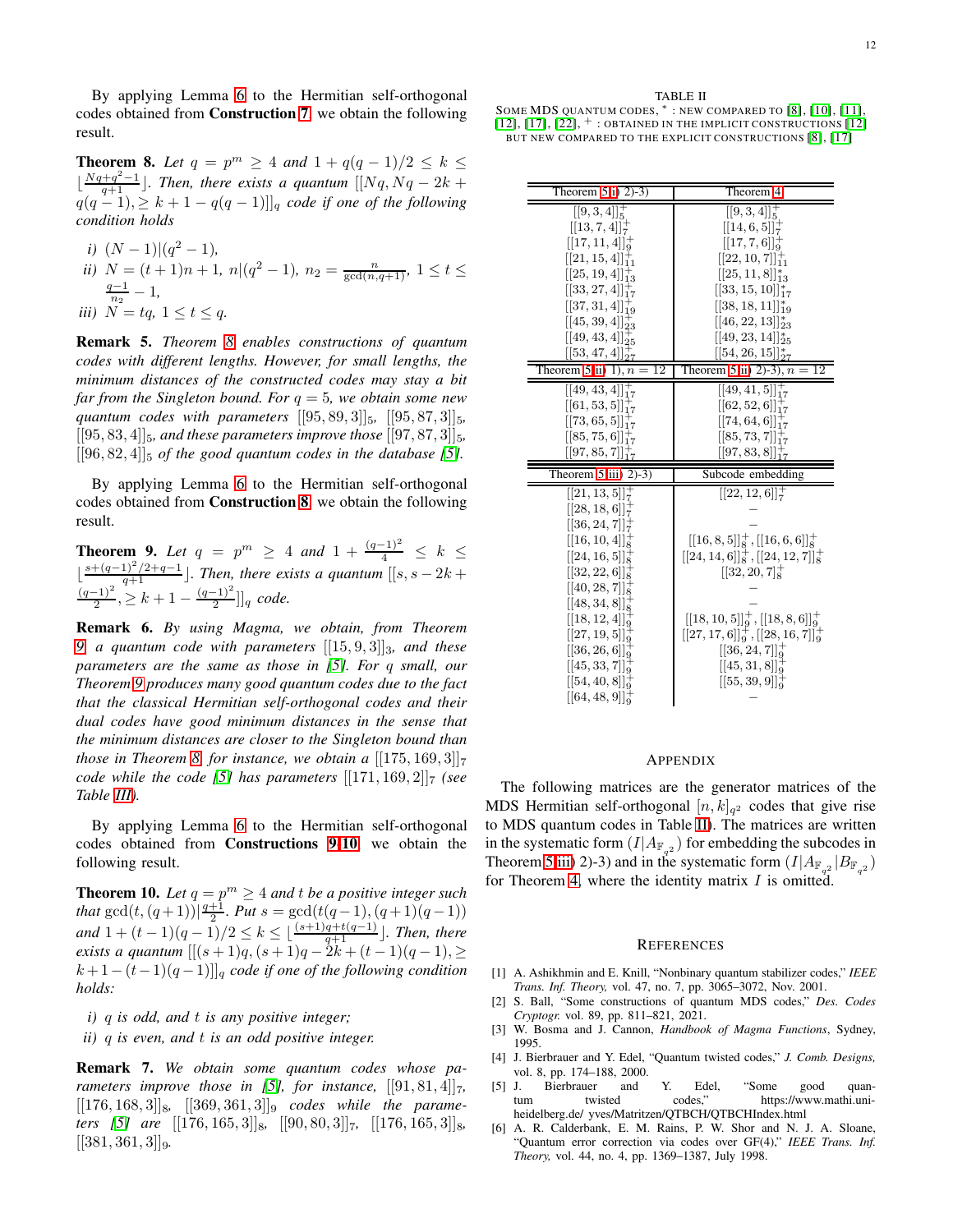By applying Lemma 6 to the Hermitian self-orthogonal codes obtained from **Construction 7**, we obtain the following result.

**Theorem 8.** *Let $q = p^m \geq 4$ and $1 + q(q-1)/2 \leq k \leq \lfloor \frac{Nq+q^2-1}{q+1} \rfloor$. Then, there exists a quantum $[[Nq, Nq-2k+q(q-1), \geq k+1-q(q-1)]]_q$ code if one of the following condition holds*

*i)* $(N-1) | (q^2-1)$,

*ii)* $N = (t+1)n+1$, $n|(q^2-1)$, $n_2 = \frac{n}{\gcd(n,q+1)}$, $1 \leq t \leq \frac{q-1}{n_2} - 1$,

*iii)* $N = tq$, $1 \leq t \leq q$.

**Remark 5.** *Theorem 8 enables constructions of quantum codes with different lengths. However, for small lengths, the minimum distances of the constructed codes may stay a bit far from the Singleton bound. For $q = 5$, we obtain some new quantum codes with parameters $[[95, 89, 3]]_5$, $[[95, 87, 3]]_5$, $[[95, 83, 4]]_5$, and these parameters improve those $[[97, 87, 3]]_5$, $[[96, 82, 4]]_5$ of the good quantum codes in the database [5].*

By applying Lemma 6 to the Hermitian self-orthogonal codes obtained from **Construction 8**, we obtain the following result.

**Theorem 9.** *Let $q = p^m \geq 4$ and $1 + \frac{(q-1)^2}{4} \leq k \leq \lfloor \frac{s+(q-1)^2/2+q-1}{q+1} \rfloor$. Then, there exists a quantum $[[s, s-2k+\frac{(q-1)^2}{2}, \geq k+1-\frac{(q-1)^2}{2}]]_q$ code.*

**Remark 6.** *By using Magma, we obtain, from Theorem 9, a quantum code with parameters $[[15, 9, 3]]_3$, and these parameters are the same as those in [5]. For $q$ small, our Theorem 9 produces many good quantum codes due to the fact that the classical Hermitian self-orthogonal codes and their dual codes have good minimum distances in the sense that the minimum distances are closer to the Singleton bound than those in Theorem 8, for instance, we obtain a $[[175, 169, 3]]_7$ code while the code [5] has parameters $[[171, 169, 2]]_7$ (see Table III).*

By applying Lemma 6 to the Hermitian self-orthogonal codes obtained from **Constructions 9-10**, we obtain the following result.

**Theorem 10.** *Let $q = p^m \geq 4$ and $t$ be a positive integer such that $\gcd(t, (q+1)) | \frac{q+1}{2}$. Put $s = \gcd(t(q-1), (q+1)(q-1))$ and $1 + (t-1)(q-1)/2 \leq k \leq \lfloor \frac{(s+1)q+t(q-1)}{q+1} \rfloor$. Then, there exists a quantum $[[(s+1)q, (s+1)q-2k+(t-1)(q-1), \geq k+1-(t-1)(q-1)]]_q$ code if one of the following condition holds:*

*i) $q$ is odd, and $t$ is any positive integer;*

*ii) $q$ is even, and $t$ is an odd positive integer.*

**Remark 7.** *We obtain some quantum codes whose parameters improve those in [5], for instance, $[[91, 81, 4]]_7$, $[[176, 168, 3]]_8$, $[[369, 361, 3]]_9$ codes while the parameters [5] are $[[176, 165, 3]]_8$, $[[90, 80, 3]]_7$, $[[176, 165, 3]]_8$, $[[381, 361, 3]]_9$.*

TABLE II
SOME MDS QUANTUM CODES, * : NEW COMPARED TO [8], [10], [11], [12], [17], [22], + : OBTAINED IN THE IMPLICIT CONSTRUCTIONS [12] BUT NEW COMPARED TO THE EXPLICIT CONSTRUCTIONS [8], [17]

| Theorem 5 i) 2)-3) | Theorem 4 |
|---|---|
| $[[9,3,4]]_5^+$ | $[[9,3,4]]_5^+$ |
| $[[13,7,4]]_7^+$ | $[[14,6,5]]_7^+$ |
| $[[17,11,4]]_9^+$ | $[[17,7,6]]_9^+$ |
| $[[21,15,4]]_{11}^+$ | $[[22,10,7]]_{11}^+$ |
| $[[25,19,4]]_{13}^+$ | $[[25,11,8]]_{13}^*$ |
| $[[33,27,4]]_{17}^+$ | $[[33,15,10]]_{17}^*$ |
| $[[37,31,4]]_{19}^+$ | $[[38,18,11]]_{19}^*$ |
| $[[45,39,4]]_{23}^+$ | $[[46,22,13]]_{23}^*$ |
| $[[49,43,4]]_{25}^+$ | $[[49,23,14]]_{25}^*$ |
| $[[53,47,4]]_{27}^+$ | $[[54,26,15]]_{27}^*$ |
| **Theorem 5 ii) 1), $n = 12$** | **Theorem 5 ii) 2)-3), $n = 12$** |
| $[[49,43,4]]_{17}^+$ | $[[49,41,5]]_{17}^+$ |
| $[[61,53,5]]_{17}^+$ | $[[62,52,6]]_{17}^+$ |
| $[[73,65,5]]_{17}^+$ | $[[74,64,6]]_{17}^+$ |
| $[[85,75,6]]_{17}^+$ | $[[85,73,7]]_{17}^+$ |
| $[[97,85,7]]_{17}^+$ | $[[97,83,8]]_{17}^+$ |
| **Theorem 5 iii) 2)-3)** | **Subcode embedding** |
| $[[21,13,5]]_7^+$ | $[[22,12,6]]_7^+$ |
| $[[28,18,6]]_7^+$ | – |
| $[[36,24,7]]_7^+$ | – |
| $[[16,10,4]]_8^+$ | $[[16,8,5]]_8^+$, $[[16,6,6]]_8^+$ |
| $[[24,16,5]]_8^+$ | $[[24,14,6]]_8^+$, $[[24,12,7]]_8^+$ |
| $[[32,22,6]]_8^+$ | $[[32,20,7]]_8^+$ |
| $[[40,28,7]]_8^+$ | – |
| $[[48,34,8]]_8^+$ | – |
| $[[18,12,4]]_9^+$ | $[[18,10,5]]_9^+$, $[[18,8,6]]_9^+$ |
| $[[27,19,5]]_9^+$ | $[[27,17,6]]_9^+$, $[[28,16,7]]_9^+$ |
| $[[36,26,6]]_9^+$ | $[[36,24,7]]_9^+$ |
| $[[45,33,7]]_9^+$ | $[[45,31,8]]_9^+$ |
| $[[54,40,8]]_9^+$ | $[[55,39,9]]_9^+$ |
| $[[64,48,9]]_9^+$ | – |

## APPENDIX

The following matrices are the generator matrices of the MDS Hermitian self-orthogonal $[n, k]_{q^2}$ codes that give rise to MDS quantum codes in Table II. The matrices are written in the systematic form $(I|A_{\mathbb{F}_{q^2}})$ for embedding the subcodes in Theorem 5 iii) 2)-3) and in the systematic form $(I|A_{\mathbb{F}_{q^2}}|B_{\mathbb{F}_{q^2}})$ for Theorem 4, where the identity matrix $I$ is omitted.

## REFERENCES

[1] A. Ashikhmin and E. Knill, "Nonbinary quantum stabilizer codes," *IEEE Trans. Inf. Theory,* vol. 47, no. 7, pp. 3065–3072, Nov. 2001.

[2] S. Ball, "Some constructions of quantum MDS codes," *Des. Codes Cryptogr.* vol. 89, pp. 811–821, 2021.

[3] W. Bosma and J. Cannon, *Handbook of Magma Functions*, Sydney, 1995.

[4] J. Bierbrauer and Y. Edel, "Quantum twisted codes," *J. Comb. Designs,* vol. 8, pp. 174–188, 2000.

[5] J. Bierbrauer and Y. Edel, "Some good quantum twisted codes," https://www.mathi.uni-heidelberg.de/ yves/Matritzen/QTBCH/QTBCHIndex.html

[6] A. R. Calderbank, E. M. Rains, P. W. Shor and N. J. A. Sloane, "Quantum error correction via codes over GF(4)," *IEEE Trans. Inf. Theory,* vol. 44, no. 4, pp. 1369–1387, July 1998.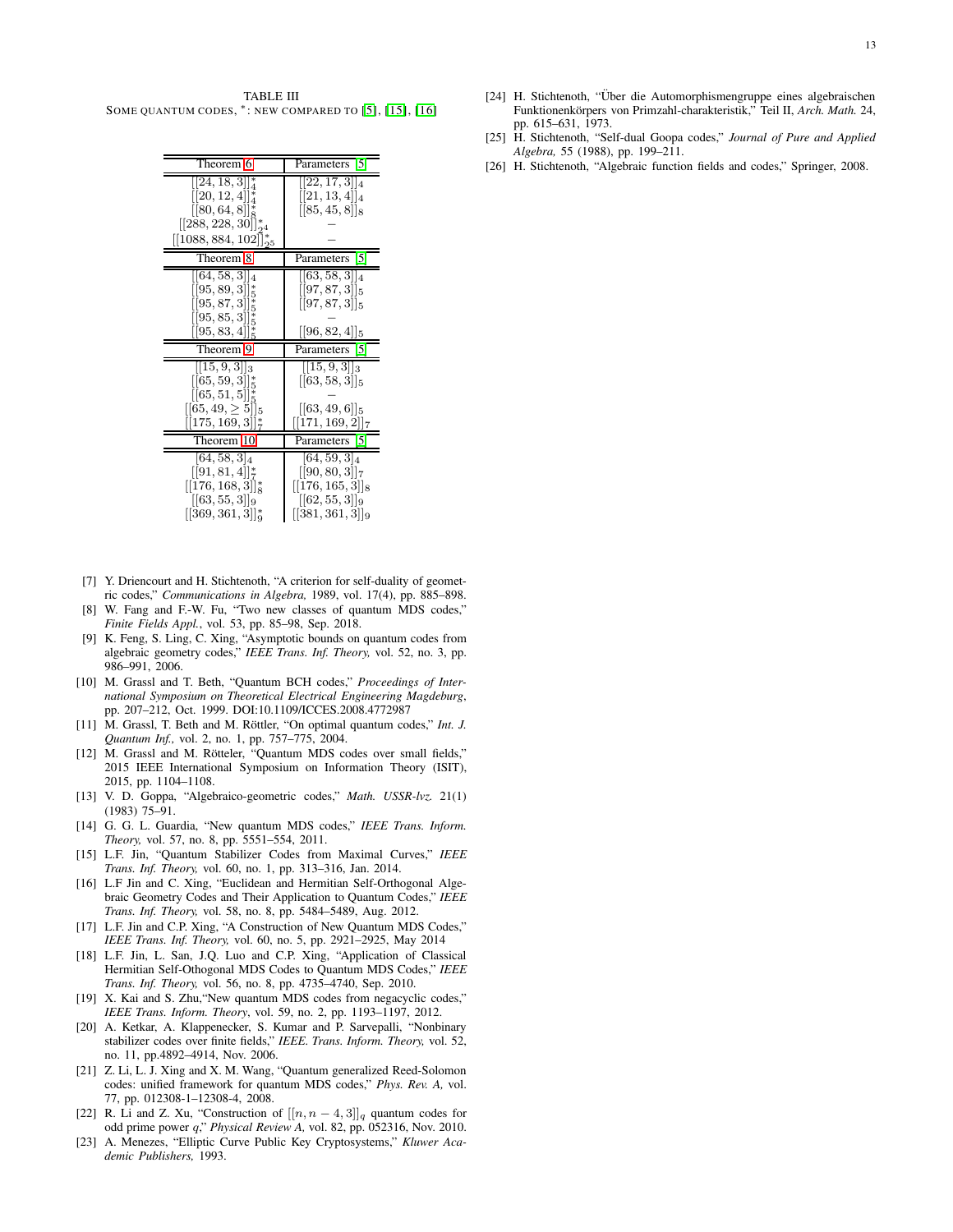TABLE III
SOME QUANTUM CODES, *: NEW COMPARED TO [5], [15], [16]

| Theorem 6 | Parameters [5] |
|---|---|
| $[[24, 18, 3]]_4^*$ | $[[22, 17, 3]]_4$ |
| $[[20, 12, 4]]_4^*$ | $[[21, 13, 4]]_4$ |
| $[[80, 64, 8]]_8^*$ | $[[85, 45, 8]]_8$ |
| $[[288, 228, 30]]_{2^4}^*$ | – |
| $[[1088, 884, 102]]_{2^5}^*$ | – |
| **Theorem 8** | **Parameters [5]** |
| $[[64, 58, 3]]_4$ | $[[63, 58, 3]]_4$ |
| $[[95, 89, 3]]_5^*$ | $[[97, 87, 3]]_5$ |
| $[[95, 87, 3]]_5^*$ | $[[97, 87, 3]]_5$ |
| $[[95, 85, 3]]_5^*$ | – |
| $[[95, 83, 4]]_5^*$ | $[[96, 82, 4]]_5$ |
| **Theorem 9** | **Parameters [5]** |
| $[[15, 9, 3]]_3$ | $[[15, 9, 3]]_3$ |
| $[[65, 59, 3]]_5^*$ | $[[63, 58, 3]]_5$ |
| $[[65, 51, 5]]_5^*$ | – |
| $[[65, 49, \geq 5]]_5$ | $[[63, 49, 6]]_5$ |
| $[[175, 169, 3]]_7^*$ | $[[171, 169, 2]]_7$ |
| **Theorem 10** | **Parameters [5]** |
| $[64, 58, 3]_4$ | $[64, 59, 3]_4$ |
| $[[91, 81, 4]]_7^*$ | $[[90, 80, 3]]_7$ |
| $[[176, 168, 3]]_8^*$ | $[[176, 165, 3]]_8$ |
| $[[63, 55, 3]]_9$ | $[[62, 55, 3]]_9$ |
| $[[369, 361, 3]]_9^*$ | $[[381, 361, 3]]_9$ |

[7] Y. Driencourt and H. Stichtenoth, "A criterion for self-duality of geometric codes," *Communications in Algebra,* 1989, vol. 17(4), pp. 885–898.

[8] W. Fang and F.-W. Fu, "Two new classes of quantum MDS codes," *Finite Fields Appl.*, vol. 53, pp. 85–98, Sep. 2018.

[9] K. Feng, S. Ling, C. Xing, "Asymptotic bounds on quantum codes from algebraic geometry codes," *IEEE Trans. Inf. Theory,* vol. 52, no. 3, pp. 986–991, 2006.

[10] M. Grassl and T. Beth, "Quantum BCH codes," *Proceedings of International Symposium on Theoretical Electrical Engineering Magdeburg*, pp. 207–212, Oct. 1999. DOI:10.1109/ICCES.2008.4772987

[11] M. Grassl, T. Beth and M. Röttler, "On optimal quantum codes," *Int. J. Quantum Inf.,* vol. 2, no. 1, pp. 757–775, 2004.

[12] M. Grassl and M. Rötteler, "Quantum MDS codes over small fields," 2015 IEEE International Symposium on Information Theory (ISIT), 2015, pp. 1104–1108.

[13] V. D. Goppa, "Algebraico-geometric codes," *Math. USSR-lvz.* 21(1) (1983) 75–91.

[14] G. G. L. Guardia, "New quantum MDS codes," *IEEE Trans. Inform. Theory,* vol. 57, no. 8, pp. 5551–554, 2011.

[15] L.F. Jin, "Quantum Stabilizer Codes from Maximal Curves," *IEEE Trans. Inf. Theory,* vol. 60, no. 1, pp. 313–316, Jan. 2014.

[16] L.F Jin and C. Xing, "Euclidean and Hermitian Self-Orthogonal Algebraic Geometry Codes and Their Application to Quantum Codes," *IEEE Trans. Inf. Theory,* vol. 58, no. 8, pp. 5484–5489, Aug. 2012.

[17] L.F. Jin and C.P. Xing, "A Construction of New Quantum MDS Codes," *IEEE Trans. Inf. Theory,* vol. 60, no. 5, pp. 2921–2925, May 2014

[18] L.F. Jin, L. San, J.Q. Luo and C.P. Xing, "Application of Classical Hermitian Self-Othogonal MDS Codes to Quantum MDS Codes," *IEEE Trans. Inf. Theory,* vol. 56, no. 8, pp. 4735–4740, Sep. 2010.

[19] X. Kai and S. Zhu,"New quantum MDS codes from negacyclic codes," *IEEE Trans. Inform. Theory*, vol. 59, no. 2, pp. 1193–1197, 2012.

[20] A. Ketkar, A. Klappenecker, S. Kumar and P. Sarvepalli, "Nonbinary stabilizer codes over finite fields," *IEEE. Trans. Inform. Theory,* vol. 52, no. 11, pp.4892–4914, Nov. 2006.

[21] Z. Li, L. J. Xing and X. M. Wang, "Quantum generalized Reed-Solomon codes: unified framework for quantum MDS codes," *Phys. Rev. A,* vol. 77, pp. 012308-1–12308-4, 2008.

[22] R. Li and Z. Xu, "Construction of $[[n, n-4, 3]]_q$ quantum codes for odd prime power $q$," *Physical Review A,* vol. 82, pp. 052316, Nov. 2010.

[23] A. Menezes, "Elliptic Curve Public Key Cryptosystems," *Kluwer Academic Publishers,* 1993.

[24] H. Stichtenoth, "Über die Automorphismengruppe eines algebraischen Funktionenkörpers von Primzahl-charakteristik," Teil II, *Arch. Math.* 24, pp. 615–631, 1973.

[25] H. Stichtenoth, "Self-dual Goopa codes," *Journal of Pure and Applied Algebra,* 55 (1988), pp. 199–211.

[26] H. Stichtenoth, "Algebraic function fields and codes," Springer, 2008.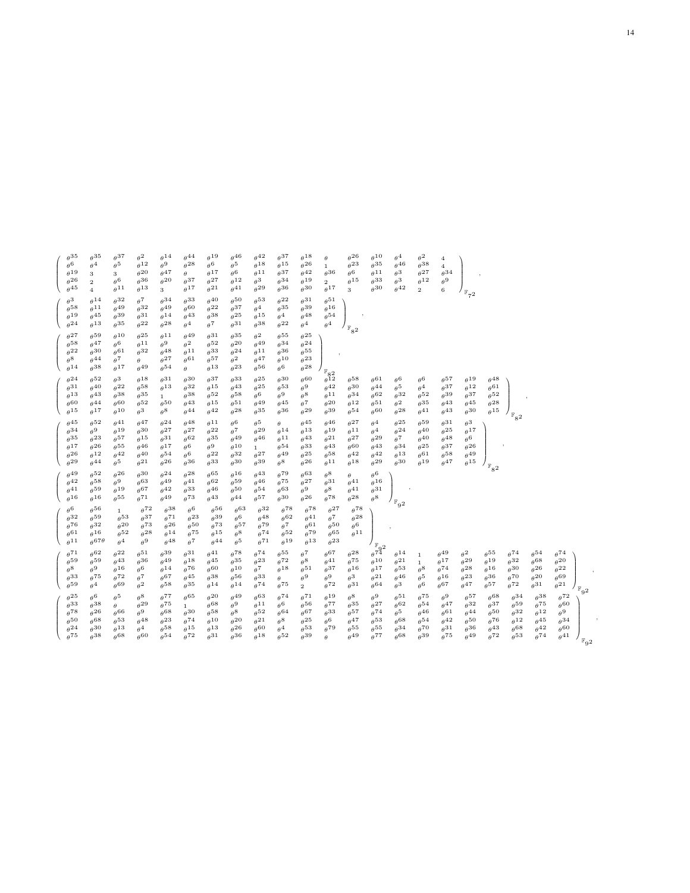$$
\begin{pmatrix}
\theta^{35} & \theta^{35} & \theta^{37} & \theta^{2} & \theta^{14} & \theta^{44} & \theta^{19} & \theta^{46} & \theta^{42} & \theta^{37} & \theta^{18} & \theta & \theta^{26} & \theta^{10} & \theta^{4} & \theta^{2} & 4 \\
\theta^{6} & \theta^{4} & \theta^{5} & \theta^{12} & \theta^{9} & \theta^{28} & \theta^{6} & \theta^{5} & \theta^{18} & \theta^{15} & \theta^{26} & 1 & \theta^{23} & \theta^{35} & \theta^{46} & \theta^{38} & 4 \\
\theta^{19} & 3 & 3 & \theta^{20} & \theta^{47} & \theta & \theta^{17} & \theta^{6} & \theta^{11} & \theta^{37} & \theta^{42} & \theta^{36} & \theta^{6} & \theta^{11} & \theta^{3} & \theta^{27} & \theta^{34} \\
\theta^{26} & 2 & \theta^{6} & \theta^{36} & \theta^{20} & \theta^{37} & \theta^{27} & \theta^{12} & \theta^{3} & \theta^{34} & \theta^{19} & 2 & \theta^{15} & \theta^{33} & \theta^{3} & \theta^{12} & \theta^{9} \\
\theta^{45} & 4 & \theta^{11} & \theta^{13} & 3 & \theta^{17} & \theta^{21} & \theta^{41} & \theta^{29} & \theta^{36} & \theta^{30} & \theta^{17} & 3 & \theta^{30} & \theta^{42} & 2 & 6
\end{pmatrix}_{\mathbb{F}_{7^2}},
$$

$$
\begin{pmatrix}
\theta^{3} & \theta^{14} & \theta^{32} & \theta^{7} & \theta^{34} & \theta^{33} & \theta^{40} & \theta^{50} & \theta^{53} & \theta^{22} & \theta^{31} & \theta^{51} \\
\theta^{58} & \theta^{11} & \theta^{49} & \theta^{32} & \theta^{49} & \theta^{60} & \theta^{22} & \theta^{37} & \theta^{4} & \theta^{35} & \theta^{39} & \theta^{16} \\
\theta^{19} & \theta^{45} & \theta^{39} & \theta^{31} & \theta^{14} & \theta^{43} & \theta^{38} & \theta^{25} & \theta^{15} & \theta^{4} & \theta^{48} & \theta^{54} \\
\theta^{24} & \theta^{13} & \theta^{35} & \theta^{22} & \theta^{28} & \theta^{4} & \theta^{7} & \theta^{31} & \theta^{38} & \theta^{22} & \theta^{4} & \theta^{4}
\end{pmatrix}_{\mathbb{F}_{8^2}},
$$

$$
\begin{pmatrix}
\theta^{27} & \theta^{59} & \theta^{10} & \theta^{25} & \theta^{11} & \theta^{49} & \theta^{31} & \theta^{35} & \theta^{2} & \theta^{55} & \theta^{25} \\
\theta^{58} & \theta^{47} & \theta^{6} & \theta^{11} & \theta^{9} & \theta^{2} & \theta^{52} & \theta^{20} & \theta^{49} & \theta^{34} & \theta^{24} \\
\theta^{22} & \theta^{30} & \theta^{61} & \theta^{32} & \theta^{48} & \theta^{11} & \theta^{33} & \theta^{24} & \theta^{11} & \theta^{36} & \theta^{55} \\
\theta^{8} & \theta^{44} & \theta^{7} & \theta & \theta^{27} & \theta^{61} & \theta^{57} & \theta^{2} & \theta^{47} & \theta^{10} & \theta^{23} \\
\theta^{14} & \theta^{38} & \theta^{17} & \theta^{49} & \theta^{54} & \theta & \theta^{13} & \theta^{23} & \theta^{56} & \theta^{6} & \theta^{28}
\end{pmatrix}_{\mathbb{F}_{8^2}},
$$

$$
\begin{pmatrix}
\theta^{24} & \theta^{52} & \theta^{3} & \theta^{18} & \theta^{31} & \theta^{30} & \theta^{37} & \theta^{33} & \theta^{25} & \theta^{30} & \theta^{60} & \theta^{12} & \theta^{58} & \theta^{61} & \theta^{6} & \theta^{6} & \theta^{57} & \theta^{19} & \theta^{48} \\
\theta^{31} & \theta^{40} & \theta^{22} & \theta^{58} & \theta^{13} & \theta^{32} & \theta^{15} & \theta^{43} & \theta^{25} & \theta^{53} & \theta^{9} & \theta^{42} & \theta^{30} & \theta^{44} & \theta^{5} & \theta^{4} & \theta^{37} & \theta^{12} & \theta^{61} \\
\theta^{13} & \theta^{43} & \theta^{38} & \theta^{35} & 1 & \theta^{38} & \theta^{52} & \theta^{58} & \theta^{6} & \theta^{9} & \theta^{8} & \theta^{11} & \theta^{34} & \theta^{62} & \theta^{32} & \theta^{52} & \theta^{39} & \theta^{37} & \theta^{52} \\
\theta^{60} & \theta^{44} & \theta^{60} & \theta^{52} & \theta^{50} & \theta^{43} & \theta^{15} & \theta^{51} & \theta^{49} & \theta^{45} & \theta^{7} & \theta^{20} & \theta^{12} & \theta^{51} & \theta^{2} & \theta^{35} & \theta^{43} & \theta^{45} & \theta^{28} \\
\theta^{15} & \theta^{17} & \theta^{10} & \theta^{3} & \theta^{8} & \theta^{44} & \theta^{42} & \theta^{28} & \theta^{35} & \theta^{36} & \theta^{29} & \theta^{39} & \theta^{54} & \theta^{60} & \theta^{28} & \theta^{41} & \theta^{43} & \theta^{30} & \theta^{15}
\end{pmatrix}_{\mathbb{F}_{8^2}},
$$

$$
\begin{pmatrix}
\theta^{45} & \theta^{52} & \theta^{41} & \theta^{47} & \theta^{24} & \theta^{48} & \theta^{11} & \theta^{6} & \theta^{5} & \theta & \theta^{45} & \theta^{46} & \theta^{27} & \theta^{4} & \theta^{25} & \theta^{59} & \theta^{31} & \theta^{3} \\
\theta^{34} & \theta^{9} & \theta^{19} & \theta^{30} & \theta^{27} & \theta^{27} & \theta^{22} & \theta^{7} & \theta^{29} & \theta^{14} & \theta^{13} & \theta^{19} & \theta^{11} & \theta^{4} & \theta^{24} & \theta^{40} & \theta^{25} & \theta^{17} \\
\theta^{35} & \theta^{23} & \theta^{57} & \theta^{15} & \theta^{31} & \theta^{62} & \theta^{35} & \theta^{49} & \theta^{46} & \theta^{11} & \theta^{43} & \theta^{21} & \theta^{27} & \theta^{29} & \theta^{7} & \theta^{40} & \theta^{48} & \theta^{6} \\
\theta^{17} & \theta^{26} & \theta^{55} & \theta^{46} & \theta^{17} & \theta^{6} & \theta^{9} & \theta^{10} & 1 & \theta^{54} & \theta^{33} & \theta^{43} & \theta^{60} & \theta^{43} & \theta^{34} & \theta^{25} & \theta^{37} & \theta^{26} \\
\theta^{26} & \theta^{12} & \theta^{42} & \theta^{40} & \theta^{54} & \theta^{6} & \theta^{22} & \theta^{32} & \theta^{27} & \theta^{49} & \theta^{25} & \theta^{58} & \theta^{42} & \theta^{42} & \theta^{13} & \theta^{61} & \theta^{58} & \theta^{49} \\
\theta^{29} & \theta^{44} & \theta^{5} & \theta^{21} & \theta^{26} & \theta^{36} & \theta^{33} & \theta^{30} & \theta^{39} & \theta^{8} & \theta^{26} & \theta^{11} & \theta^{18} & \theta^{29} & \theta^{30} & \theta^{19} & \theta^{47} & \theta^{15}
\end{pmatrix}_{\mathbb{F}_{8^2}},
$$

$$
\begin{pmatrix}
\theta^{49} & \theta^{52} & \theta^{26} & \theta^{30} & \theta^{24} & \theta^{28} & \theta^{65} & \theta^{16} & \theta^{43} & \theta^{79} & \theta^{63} & \theta^{8} & \theta & \theta^{6} \\
\theta^{42} & \theta^{58} & \theta^{9} & \theta^{63} & \theta^{49} & \theta^{41} & \theta^{62} & \theta^{59} & \theta^{46} & \theta^{75} & \theta^{27} & \theta^{31} & \theta^{41} & \theta^{16} \\
\theta^{41} & \theta^{59} & \theta^{19} & \theta^{67} & \theta^{42} & \theta^{33} & \theta^{46} & \theta^{50} & \theta^{54} & \theta^{63} & \theta^{9} & \theta^{8} & \theta^{41} & \theta^{31} \\
\theta^{16} & \theta^{16} & \theta^{55} & \theta^{71} & \theta^{49} & \theta^{73} & \theta^{43} & \theta^{44} & \theta^{57} & \theta^{30} & \theta^{26} & \theta^{78} & \theta^{28} & \theta^{8}
\end{pmatrix}_{\mathbb{F}_{9^2}},
$$

$$
\begin{pmatrix}
\theta^{6} & \theta^{56} & 1 & \theta^{72} & \theta^{38} & \theta^{6} & \theta^{56} & \theta^{63} & \theta^{32} & \theta^{78} & \theta^{78} & \theta^{27} & \theta^{78} \\
\theta^{32} & \theta^{59} & \theta^{53} & \theta^{37} & \theta^{71} & \theta^{23} & \theta^{39} & \theta^{6} & \theta^{48} & \theta^{62} & \theta^{41} & \theta^{7} & \theta^{28} \\
\theta^{76} & \theta^{32} & \theta^{20} & \theta^{73} & \theta^{26} & \theta^{50} & \theta^{73} & \theta^{57} & \theta^{79} & \theta^{7} & \theta^{61} & \theta^{50} & \theta^{6} \\
\theta^{61} & \theta^{16} & \theta^{52} & \theta^{28} & \theta^{14} & \theta^{75} & \theta^{15} & \theta^{8} & \theta^{74} & \theta^{52} & \theta^{79} & \theta^{65} & \theta^{11} \\
\theta^{11} & \theta^{67\theta} & \theta^{4} & \theta^{9} & \theta^{48} & \theta^{7} & \theta^{44} & \theta^{5} & \theta^{71} & \theta^{19} & \theta^{13} & \theta^{23} &
\end{pmatrix}_{\mathbb{F}_{9^2}},
$$

$$
\begin{pmatrix}
\theta^{71} & \theta^{62} & \theta^{22} & \theta^{51} & \theta^{39} & \theta^{31} & \theta^{41} & \theta^{78} & \theta^{74} & \theta^{55} & \theta^{7} & \theta^{67} & \theta^{28} & \theta^{74} & \theta^{14} & 1 & \theta^{49} & \theta^{2} & \theta^{55} & \theta^{74} & \theta^{54} & \theta^{74} \\
\theta^{59} & \theta^{59} & \theta^{43} & \theta^{36} & \theta^{49} & \theta^{18} & \theta^{45} & \theta^{35} & \theta^{23} & \theta^{72} & \theta^{8} & \theta^{41} & \theta^{75} & \theta^{10} & \theta^{21} & 1 & \theta^{17} & \theta^{29} & \theta^{19} & \theta^{32} & \theta^{68} & \theta^{20} \\
\theta^{8} & \theta^{9} & \theta^{16} & \theta^{6} & \theta^{14} & \theta^{76} & \theta^{60} & \theta^{10} & \theta^{7} & \theta^{18} & \theta^{51} & \theta^{37} & \theta^{16} & \theta^{17} & \theta^{53} & \theta^{8} & \theta^{74} & \theta^{28} & \theta^{16} & \theta^{30} & \theta^{26} & \theta^{22} \\
\theta^{33} & \theta^{75} & \theta^{72} & \theta^{7} & \theta^{67} & \theta^{45} & \theta^{38} & \theta^{56} & \theta^{33} & \theta & \theta^{9} & \theta^{9} & \theta^{3} & \theta^{21} & \theta^{46} & \theta^{5} & \theta^{16} & \theta^{23} & \theta^{36} & \theta^{70} & \theta^{20} & \theta^{69} \\
\theta^{59} & \theta^{4} & \theta^{69} & \theta^{2} & \theta^{58} & \theta^{35} & \theta^{14} & \theta^{14} & \theta^{74} & \theta^{75} & 2 & \theta^{72} & \theta^{31} & \theta^{64} & \theta^{3} & \theta^{6} & \theta^{67} & \theta^{47} & \theta^{57} & \theta^{72} & \theta^{31} & \theta^{21}
\end{pmatrix}_{\mathbb{F}_{9^2}},
$$

$$
\begin{pmatrix}
\theta^{25} & \theta^{6} & \theta^{5} & \theta^{8} & \theta^{77} & \theta^{65} & \theta^{20} & \theta^{49} & \theta^{63} & \theta^{74} & \theta^{71} & \theta^{19} & \theta^{8} & \theta^{9} & \theta^{51} & \theta^{75} & \theta^{9} & \theta^{57} & \theta^{68} & \theta^{34} & \theta^{38} & \theta^{72} \\
\theta^{33} & \theta^{38} & \theta & \theta^{29} & \theta^{75} & 1 & \theta^{68} & \theta^{9} & \theta^{11} & \theta^{6} & \theta^{56} & \theta^{77} & \theta^{35} & \theta^{27} & \theta^{62} & \theta^{54} & \theta^{47} & \theta^{32} & \theta^{37} & \theta^{59} & \theta^{75} & \theta^{60} \\
\theta^{78} & \theta^{26} & \theta^{66} & \theta^{9} & \theta^{68} & \theta^{30} & \theta^{58} & \theta^{8} & \theta^{52} & \theta^{64} & \theta^{67} & \theta^{33} & \theta^{57} & \theta^{74} & \theta^{5} & \theta^{46} & \theta^{61} & \theta^{44} & \theta^{50} & \theta^{32} & \theta^{12} & \theta^{9} \\
\theta^{50} & \theta^{68} & \theta^{53} & \theta^{48} & \theta^{23} & \theta^{74} & \theta^{10} & \theta^{20} & \theta^{21} & \theta^{8} & \theta^{25} & \theta^{6} & \theta^{47} & \theta^{53} & \theta^{68} & \theta^{54} & \theta^{42} & \theta^{50} & \theta^{76} & \theta^{12} & \theta^{45} & \theta^{34} \\
\theta^{24} & \theta^{30} & \theta^{13} & \theta^{4} & \theta^{58} & \theta^{15} & \theta^{13} & \theta^{26} & \theta^{60} & \theta^{4} & \theta^{53} & \theta^{79} & \theta^{55} & \theta^{55} & \theta^{34} & \theta^{70} & \theta^{31} & \theta^{36} & \theta^{43} & \theta^{68} & \theta^{42} & \theta^{60} \\
\theta^{75} & \theta^{38} & \theta^{68} & \theta^{60} & \theta^{54} & \theta^{72} & \theta^{31} & \theta^{36} & \theta^{18} & \theta^{52} & \theta^{39} & \theta & \theta^{49} & \theta^{77} & \theta^{68} & \theta^{39} & \theta^{75} & \theta^{49} & \theta^{72} & \theta^{53} & \theta^{74} & \theta^{41}
\end{pmatrix}_{\mathbb{F}_{9^2}},
$$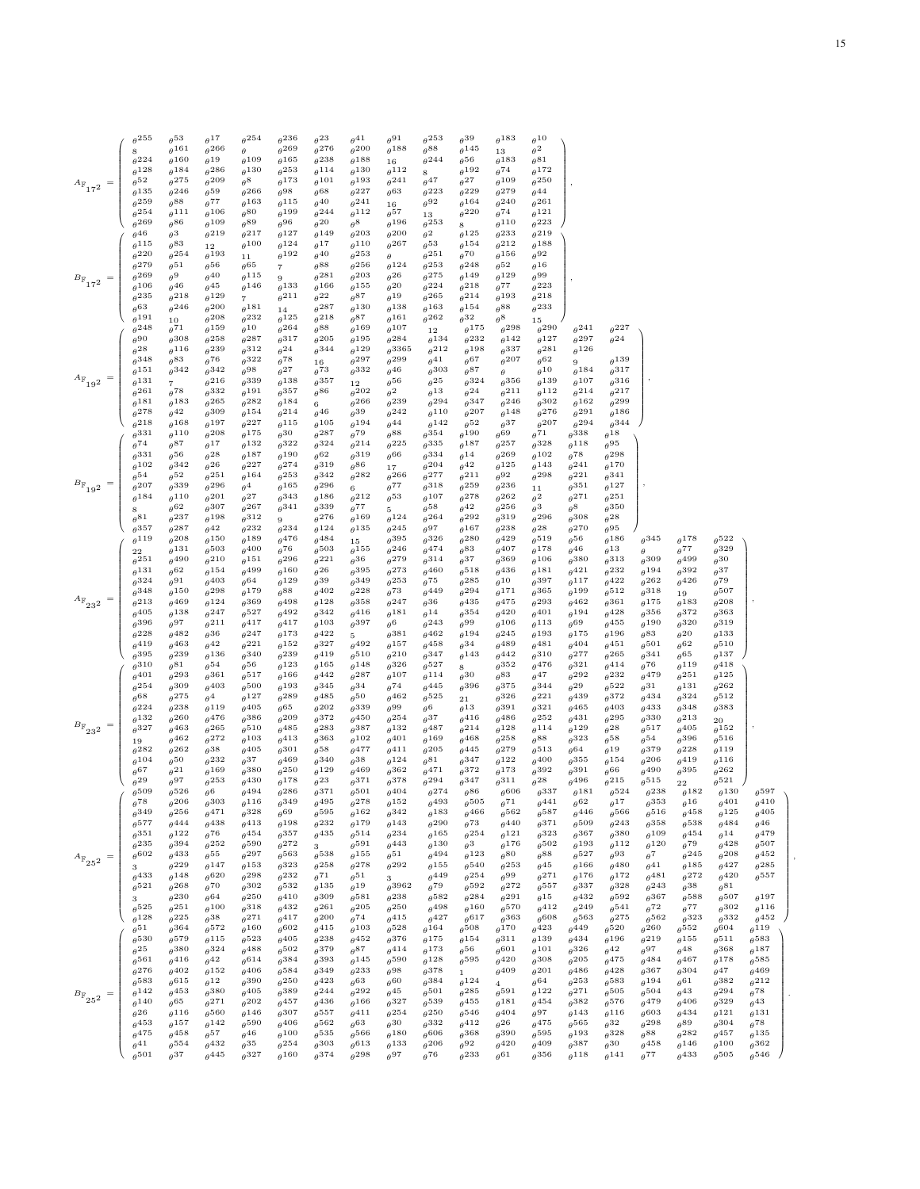$$
A_{\mathbb{F}_{17^2}} = \begin{pmatrix}
\theta^{255} & \theta^{53} & \theta^{17} & \theta^{254} & \theta^{236} & \theta^{23} & \theta^{41} & \theta^{91} & \theta^{253} & \theta^{39} & \theta^{183} & \theta^{10} \\
8 & \theta^{161} & \theta^{266} & \theta & \theta^{269} & \theta^{276} & \theta^{200} & \theta^{188} & \theta^{88} & \theta^{145} & 13 & \theta^{2} \\
\theta^{224} & \theta^{160} & \theta^{19} & \theta^{109} & \theta^{165} & \theta^{238} & \theta^{188} & 16 & \theta^{244} & \theta^{56} & \theta^{183} & \theta^{81} \\
\theta^{128} & \theta^{184} & \theta^{286} & \theta^{130} & \theta^{253} & \theta^{114} & \theta^{130} & \theta^{112} & 8 & \theta^{192} & \theta^{74} & \theta^{172} \\
\theta^{52} & \theta^{275} & \theta^{209} & \theta^{8} & \theta^{173} & \theta^{101} & \theta^{193} & \theta^{241} & \theta^{47} & \theta^{27} & \theta^{109} & \theta^{250} \\
\theta^{135} & \theta^{246} & \theta^{59} & \theta^{266} & \theta^{98} & \theta^{68} & \theta^{227} & \theta^{63} & \theta^{223} & \theta^{229} & \theta^{279} & \theta^{44} \\
\theta^{259} & \theta^{88} & \theta^{77} & \theta^{163} & \theta^{115} & \theta^{40} & \theta^{241} & 16 & \theta^{92} & \theta^{164} & \theta^{240} & \theta^{261} \\
\theta^{254} & \theta^{111} & \theta^{106} & \theta^{80} & \theta^{199} & \theta^{244} & \theta^{112} & \theta^{57} & 13 & \theta^{220} & \theta^{74} & \theta^{121} \\
\theta^{269} & \theta^{86} & \theta^{109} & \theta^{89} & \theta^{96} & \theta^{20} & \theta^{8} & \theta^{196} & \theta^{253} & 8 & \theta^{110} & \theta^{223}
\end{pmatrix},
$$

$$
B_{\mathbb{F}_{17^2}} = \begin{pmatrix}
\theta^{46} & \theta^{3} & \theta^{219} & \theta^{217} & \theta^{127} & \theta^{149} & \theta^{203} & \theta^{200} & \theta^{2} & \theta^{125} & \theta^{233} & \theta^{219} \\
\theta^{115} & \theta^{83} & 12 & \theta^{100} & \theta^{124} & \theta^{17} & \theta^{110} & \theta^{267} & \theta^{53} & \theta^{154} & \theta^{212} & \theta^{188} \\
\theta^{220} & \theta^{254} & \theta^{193} & 11 & \theta^{192} & \theta^{40} & \theta^{253} & \theta & \theta^{251} & \theta^{70} & \theta^{156} & \theta^{92} \\
\theta^{279} & \theta^{51} & \theta^{56} & \theta^{65} & 7 & \theta^{88} & \theta^{256} & \theta^{124} & \theta^{253} & \theta^{248} & \theta^{52} & \theta^{16} \\
\theta^{269} & \theta^{9} & \theta^{40} & \theta^{115} & 9 & \theta^{281} & \theta^{203} & \theta^{26} & \theta^{275} & \theta^{149} & \theta^{129} & \theta^{99} \\
\theta^{106} & \theta^{46} & \theta^{45} & \theta^{146} & \theta^{133} & \theta^{166} & \theta^{155} & \theta^{20} & \theta^{224} & \theta^{218} & \theta^{77} & \theta^{223} \\
\theta^{235} & \theta^{218} & \theta^{129} & 7 & \theta^{211} & \theta^{22} & \theta^{87} & \theta^{19} & \theta^{265} & \theta^{214} & \theta^{193} & \theta^{218} \\
\theta^{63} & \theta^{246} & \theta^{200} & \theta^{181} & 14 & \theta^{287} & \theta^{130} & \theta^{138} & \theta^{163} & \theta^{154} & \theta^{88} & \theta^{233} \\
\theta^{191} & 10 & \theta^{208} & \theta^{232} & \theta^{125} & \theta^{218} & \theta^{87} & \theta^{161} & \theta^{262} & \theta^{32} & \theta^{8} & 15
\end{pmatrix},
$$

$$
A_{\mathbb{F}_{19^2}} = \begin{pmatrix}
\theta^{248} & \theta^{71} & \theta^{159} & \theta^{10} & \theta^{264} & \theta^{88} & \theta^{169} & \theta^{107} & 12 & \theta^{175} & \theta^{298} & \theta^{290} & \theta^{241} & \theta^{227} \\
\theta^{90} & \theta^{308} & \theta^{258} & \theta^{287} & \theta^{317} & \theta^{205} & \theta^{195} & \theta^{284} & \theta^{134} & \theta^{232} & \theta^{142} & \theta^{127} & \theta^{297} & \theta^{24} \\
\theta^{28} & \theta^{116} & \theta^{239} & \theta^{312} & \theta^{24} & \theta^{344} & \theta^{129} & \theta^{3365} & \theta^{212} & \theta^{198} & \theta^{337} & \theta^{281} & \theta^{126} & \\
\theta^{348} & \theta^{83} & \theta^{76} & \theta^{322} & \theta^{78} & 16 & \theta^{297} & \theta^{299} & \theta^{41} & \theta^{67} & \theta^{207} & \theta^{62} & 9 & \theta^{139} \\
\theta^{151} & \theta^{342} & \theta^{342} & \theta^{98} & \theta^{27} & \theta^{73} & \theta^{332} & \theta^{46} & \theta^{303} & \theta^{87} & \theta & \theta^{10} & \theta^{184} & \theta^{317} \\
\theta^{131} & 7 & \theta^{216} & \theta^{339} & \theta^{138} & \theta^{357} & 12 & \theta^{56} & \theta^{25} & \theta^{324} & \theta^{356} & \theta^{139} & \theta^{107} & \theta^{316} \\
\theta^{261} & \theta^{78} & \theta^{332} & \theta^{191} & \theta^{357} & \theta^{86} & \theta^{202} & \theta^{2} & \theta^{13} & \theta^{24} & \theta^{211} & \theta^{112} & \theta^{214} & \theta^{217} \\
\theta^{181} & \theta^{183} & \theta^{265} & \theta^{282} & \theta^{184} & 6 & \theta^{266} & \theta^{239} & \theta^{294} & \theta^{347} & \theta^{246} & \theta^{302} & \theta^{162} & \theta^{299} \\
\theta^{278} & \theta^{42} & \theta^{309} & \theta^{154} & \theta^{214} & \theta^{46} & \theta^{39} & \theta^{242} & \theta^{110} & \theta^{207} & \theta^{148} & \theta^{276} & \theta^{291} & \theta^{186} \\
\theta^{218} & \theta^{168} & \theta^{197} & \theta^{227} & \theta^{115} & \theta^{105} & \theta^{194} & \theta^{44} & \theta^{142} & \theta^{52} & \theta^{37} & \theta^{207} & \theta^{294} & \theta^{344}
\end{pmatrix},
$$

$$
B_{\mathbb{F}_{19^2}} = \begin{pmatrix}
\theta^{331} & \theta^{110} & \theta^{208} & \theta^{175} & \theta^{30} & \theta^{287} & \theta^{79} & \theta^{88} & \theta^{354} & \theta^{190} & \theta^{69} & \theta^{71} & \theta^{338} & \theta^{18} \\
\theta^{74} & \theta^{87} & \theta^{17} & \theta^{132} & \theta^{322} & \theta^{324} & \theta^{214} & \theta^{225} & \theta^{335} & \theta^{187} & \theta^{257} & \theta^{328} & \theta^{118} & \theta^{95} \\
\theta^{331} & \theta^{56} & \theta^{28} & \theta^{187} & \theta^{190} & \theta^{62} & \theta^{319} & \theta^{66} & \theta^{334} & \theta^{14} & \theta^{269} & \theta^{102} & \theta^{78} & \theta^{298} \\
\theta^{102} & \theta^{342} & \theta^{26} & \theta^{227} & \theta^{274} & \theta^{319} & \theta^{86} & 17 & \theta^{204} & \theta^{42} & \theta^{125} & \theta^{143} & \theta^{241} & \theta^{170} \\
\theta^{54} & \theta^{52} & \theta^{251} & \theta^{164} & \theta^{253} & \theta^{342} & \theta^{282} & \theta^{266} & \theta^{277} & \theta^{211} & \theta^{92} & \theta^{298} & \theta^{221} & \theta^{341} \\
\theta^{207} & \theta^{339} & \theta^{296} & \theta^{4} & \theta^{165} & \theta^{296} & 6 & \theta^{77} & \theta^{318} & \theta^{259} & \theta^{236} & 11 & \theta^{351} & \theta^{127} \\
\theta^{184} & \theta^{110} & \theta^{201} & \theta^{27} & \theta^{343} & \theta^{186} & \theta^{212} & \theta^{53} & \theta^{107} & \theta^{278} & \theta^{262} & \theta^{2} & \theta^{271} & \theta^{251} \\
8 & \theta^{62} & \theta^{307} & \theta^{267} & \theta^{341} & \theta^{339} & \theta^{77} & 5 & \theta^{58} & \theta^{42} & \theta^{256} & \theta^{3} & \theta^{8} & \theta^{350} \\
\theta^{81} & \theta^{237} & \theta^{198} & \theta^{312} & 9 & \theta^{276} & \theta^{169} & \theta^{124} & \theta^{264} & \theta^{292} & \theta^{319} & \theta^{296} & \theta^{308} & \theta^{28} \\
\theta^{357} & \theta^{287} & \theta^{42} & \theta^{232} & \theta^{234} & \theta^{124} & \theta^{135} & \theta^{245} & \theta^{97} & \theta^{167} & \theta^{238} & \theta^{28} & \theta^{270} & \theta^{95}
\end{pmatrix},
$$

$$
A_{\mathbb{F}_{23^2}} = \begin{pmatrix}
\theta^{119} & \theta^{208} & \theta^{150} & \theta^{189} & \theta^{476} & \theta^{484} & 15 & \theta^{395} & \theta^{326} & \theta^{280} & \theta^{429} & \theta^{519} & \theta^{56} & \theta^{186} & \theta^{345} & \theta^{178} & \theta^{522} \\
22 & \theta^{131} & \theta^{503} & \theta^{400} & \theta^{76} & \theta^{503} & \theta^{155} & \theta^{246} & \theta^{474} & \theta^{83} & \theta^{407} & \theta^{178} & \theta^{46} & \theta^{13} & \theta & \theta^{77} & \theta^{329} \\
\theta^{251} & \theta^{490} & \theta^{210} & \theta^{151} & \theta^{296} & \theta^{221} & \theta^{36} & \theta^{279} & \theta^{314} & \theta^{37} & \theta^{369} & \theta^{106} & \theta^{380} & \theta^{313} & \theta^{309} & \theta^{499} & \theta^{30} \\
\theta^{131} & \theta^{62} & \theta^{154} & \theta^{499} & \theta^{160} & \theta^{26} & \theta^{395} & \theta^{273} & \theta^{460} & \theta^{518} & \theta^{436} & \theta^{181} & \theta^{421} & \theta^{232} & \theta^{194} & \theta^{392} & \theta^{37} \\
\theta^{324} & \theta^{91} & \theta^{403} & \theta^{64} & \theta^{129} & \theta^{39} & \theta^{349} & \theta^{253} & \theta^{75} & \theta^{285} & \theta^{10} & \theta^{397} & \theta^{117} & \theta^{422} & \theta^{262} & \theta^{426} & \theta^{79} \\
\theta^{348} & \theta^{150} & \theta^{298} & \theta^{179} & \theta^{88} & \theta^{402} & \theta^{228} & \theta^{73} & \theta^{449} & \theta^{294} & \theta^{171} & \theta^{365} & \theta^{199} & \theta^{512} & \theta^{318} & 19 & \theta^{507} \\
\theta^{213} & \theta^{469} & \theta^{124} & \theta^{369} & \theta^{498} & \theta^{128} & \theta^{358} & \theta^{247} & \theta^{36} & \theta^{435} & \theta^{475} & \theta^{293} & \theta^{462} & \theta^{361} & \theta^{175} & \theta^{183} & \theta^{208} \\
\theta^{405} & \theta^{138} & \theta^{247} & \theta^{527} & \theta^{492} & \theta^{342} & \theta^{416} & \theta^{181} & \theta^{14} & \theta^{354} & \theta^{420} & \theta^{401} & \theta^{194} & \theta^{428} & \theta^{356} & \theta^{372} & \theta^{363} \\
\theta^{396} & \theta^{97} & \theta^{211} & \theta^{417} & \theta^{417} & \theta^{103} & \theta^{397} & \theta^{6} & \theta^{243} & \theta^{99} & \theta^{106} & \theta^{113} & \theta^{69} & \theta^{455} & \theta^{190} & \theta^{320} & \theta^{319} \\
\theta^{228} & \theta^{482} & \theta^{36} & \theta^{247} & \theta^{173} & \theta^{422} & 5 & \theta^{381} & \theta^{462} & \theta^{194} & \theta^{245} & \theta^{193} & \theta^{175} & \theta^{196} & \theta^{83} & \theta^{20} & \theta^{133} \\
\theta^{419} & \theta^{463} & \theta^{42} & \theta^{221} & \theta^{152} & \theta^{327} & \theta^{492} & \theta^{157} & \theta^{458} & \theta^{34} & \theta^{489} & \theta^{481} & \theta^{404} & \theta^{451} & \theta^{501} & \theta^{62} & \theta^{510} \\
\theta^{395} & \theta^{239} & \theta^{136} & \theta^{340} & \theta^{239} & \theta^{419} & \theta^{510} & \theta^{210} & \theta^{347} & \theta^{143} & \theta^{442} & \theta^{310} & \theta^{277} & \theta^{265} & \theta^{341} & \theta^{65} & \theta^{137}
\end{pmatrix},
$$

$$
B_{\mathbb{F}_{23^2}} = \begin{pmatrix}
\theta^{310} & \theta^{81} & \theta^{54} & \theta^{56} & \theta^{123} & \theta^{165} & \theta^{148} & \theta^{326} & \theta^{527} & 8 & \theta^{352} & \theta^{476} & \theta^{321} & \theta^{414} & \theta^{76} & \theta^{119} & \theta^{418} \\
\theta^{401} & \theta^{293} & \theta^{361} & \theta^{517} & \theta^{166} & \theta^{442} & \theta^{287} & \theta^{107} & \theta^{114} & \theta^{30} & \theta^{83} & \theta^{47} & \theta^{292} & \theta^{232} & \theta^{479} & \theta^{251} & \theta^{125} \\
\theta^{254} & \theta^{309} & \theta^{403} & \theta^{500} & \theta^{193} & \theta^{345} & \theta^{34} & \theta^{74} & \theta^{445} & \theta^{396} & \theta^{375} & \theta^{344} & \theta^{29} & \theta^{522} & \theta^{31} & \theta^{131} & \theta^{262} \\
\theta^{68} & \theta^{275} & \theta^{4} & \theta^{127} & \theta^{289} & \theta^{485} & \theta^{50} & \theta^{462} & \theta^{525} & 21 & \theta^{326} & \theta^{221} & \theta^{439} & \theta^{372} & \theta^{434} & \theta^{324} & \theta^{512} \\
\theta^{224} & \theta^{238} & \theta^{119} & \theta^{405} & \theta^{65} & \theta^{202} & \theta^{339} & \theta^{99} & \theta^{6} & \theta^{13} & \theta^{391} & \theta^{321} & \theta^{465} & \theta^{403} & \theta^{433} & \theta^{348} & \theta^{383} \\
\theta^{132} & \theta^{260} & \theta^{476} & \theta^{386} & \theta^{209} & \theta^{372} & \theta^{450} & \theta^{254} & \theta^{37} & \theta^{416} & \theta^{486} & \theta^{252} & \theta^{431} & \theta^{295} & \theta^{330} & \theta^{213} & 20 \\
\theta^{327} & \theta^{463} & \theta^{265} & \theta^{510} & \theta^{485} & \theta^{283} & \theta^{387} & \theta^{132} & \theta^{487} & \theta^{214} & \theta^{128} & \theta^{114} & \theta^{129} & \theta^{28} & \theta^{517} & \theta^{405} & \theta^{152} \\
19 & \theta^{462} & \theta^{272} & \theta^{103} & \theta^{413} & \theta^{363} & \theta^{102} & \theta^{401} & \theta^{169} & \theta^{468} & \theta^{258} & \theta^{88} & \theta^{323} & \theta^{58} & \theta^{54} & \theta^{396} & \theta^{516} \\
\theta^{282} & \theta^{262} & \theta^{38} & \theta^{405} & \theta^{301} & \theta^{58} & \theta^{477} & \theta^{411} & \theta^{205} & \theta^{445} & \theta^{279} & \theta^{513} & \theta^{64} & \theta^{19} & \theta^{379} & \theta^{228} & \theta^{119} \\
\theta^{104} & \theta^{50} & \theta^{232} & \theta^{37} & \theta^{469} & \theta^{340} & \theta^{38} & \theta^{124} & \theta^{81} & \theta^{347} & \theta^{122} & \theta^{400} & \theta^{355} & \theta^{154} & \theta^{206} & \theta^{419} & \theta^{116} \\
\theta^{67} & \theta^{21} & \theta^{169} & \theta^{380} & \theta^{250} & \theta^{129} & \theta^{469} & \theta^{362} & \theta^{471} & \theta^{372} & \theta^{173} & \theta^{392} & \theta^{391} & \theta^{66} & \theta^{490} & \theta^{395} & \theta^{262} \\
\theta^{29} & \theta^{97} & \theta^{253} & \theta^{430} & \theta^{178} & \theta^{23} & \theta^{371} & \theta^{378} & \theta^{294} & \theta^{347} & \theta^{311} & \theta^{28} & \theta^{496} & \theta^{215} & \theta^{515} & 22 & \theta^{521}
\end{pmatrix},
$$

$$
A_{\mathbb{F}_{25^2}} = \begin{pmatrix}
\theta^{509} & \theta^{526} & \theta^{6} & \theta^{494} & \theta^{286} & \theta^{371} & \theta^{501} & \theta^{404} & \theta^{274} & \theta^{86} & \theta^{606} & \theta^{337} & \theta^{181} & \theta^{524} & \theta^{238} & \theta^{182} & \theta^{130} & \theta^{597} \\
\theta^{78} & \theta^{206} & \theta^{303} & \theta^{116} & \theta^{349} & \theta^{495} & \theta^{278} & \theta^{152} & \theta^{493} & \theta^{505} & \theta^{71} & \theta^{441} & \theta^{62} & \theta^{17} & \theta^{353} & \theta^{16} & \theta^{401} & \theta^{410} \\
\theta^{349} & \theta^{256} & \theta^{471} & \theta^{328} & \theta^{69} & \theta^{595} & \theta^{162} & \theta^{342} & \theta^{183} & \theta^{466} & \theta^{562} & \theta^{587} & \theta^{446} & \theta^{566} & \theta^{516} & \theta^{458} & \theta^{125} & \theta^{405} \\
\theta^{577} & \theta^{444} & \theta^{438} & \theta^{413} & \theta^{198} & \theta^{232} & \theta^{179} & \theta^{143} & \theta^{290} & \theta^{73} & \theta^{440} & \theta^{371} & \theta^{509} & \theta^{243} & \theta^{358} & \theta^{538} & \theta^{484} & \theta^{46} \\
\theta^{351} & \theta^{122} & \theta^{76} & \theta^{454} & \theta^{357} & \theta^{435} & \theta^{514} & \theta^{234} & \theta^{165} & \theta^{254} & \theta^{121} & \theta^{323} & \theta^{367} & \theta^{380} & \theta^{109} & \theta^{454} & \theta^{14} & \theta^{479} \\
\theta^{235} & \theta^{394} & \theta^{252} & \theta^{590} & \theta^{272} & 3 & \theta^{591} & \theta^{443} & \theta^{130} & \theta^{3} & \theta^{176} & \theta^{502} & \theta^{193} & \theta^{112} & \theta^{120} & \theta^{79} & \theta^{428} & \theta^{507} \\
\theta^{602} & \theta^{433} & \theta^{55} & \theta^{297} & \theta^{563} & \theta^{538} & \theta^{155} & \theta^{51} & \theta^{494} & \theta^{123} & \theta^{80} & \theta^{88} & \theta^{527} & \theta^{93} & \theta^{7} & \theta^{245} & \theta^{208} & \theta^{452} \\
3 & \theta^{229} & \theta^{147} & \theta^{153} & \theta^{323} & \theta^{258} & \theta^{278} & \theta^{292} & \theta^{155} & \theta^{540} & \theta^{253} & \theta^{45} & \theta^{166} & \theta^{480} & \theta^{41} & \theta^{185} & \theta^{427} & \theta^{285} \\
\theta^{433} & \theta^{148} & \theta^{620} & \theta^{298} & \theta^{232} & \theta^{71} & \theta^{51} & 3 & \theta^{449} & \theta^{254} & \theta^{99} & \theta^{271} & \theta^{176} & \theta^{172} & \theta^{243} & \theta^{272} & \theta^{420} & \theta^{557} \\
\theta^{521} & \theta^{268} & \theta^{70} & \theta^{302} & \theta^{532} & \theta^{135} & \theta^{19} & \theta^{3962} & \theta^{79} & \theta^{592} & \theta^{272} & \theta^{557} & \theta^{337} & \theta^{328} & \theta^{243} & \theta^{38} & \theta^{81} & \\
3 & \theta^{230} & \theta^{64} & \theta^{250} & \theta^{410} & \theta^{309} & \theta^{581} & \theta^{238} & \theta^{582} & \theta^{284} & \theta^{291} & \theta^{15} & \theta^{432} & \theta^{592} & \theta^{367} & \theta^{588} & \theta^{507} & \theta^{197} \\
\theta^{525} & \theta^{251} & \theta^{100} & \theta^{318} & \theta^{432} & \theta^{261} & \theta^{205} & \theta^{250} & \theta^{498} & \theta^{160} & \theta^{570} & \theta^{412} & \theta^{249} & \theta^{541} & \theta^{72} & \theta^{77} & \theta^{302} & \theta^{116} \\
\theta^{128} & \theta^{225} & \theta^{38} & \theta^{271} & \theta^{417} & \theta^{200} & \theta^{74} & \theta^{415} & \theta^{427} & \theta^{617} & \theta^{363} & \theta^{608} & \theta^{563} & \theta^{275} & \theta^{562} & \theta^{323} & \theta^{332} & \theta^{452}
\end{pmatrix},
$$

$$
B_{\mathbb{F}_{25^2}} = \begin{pmatrix}
\theta^{51} & \theta^{364} & \theta^{572} & \theta^{160} & \theta^{602} & \theta^{415} & \theta^{103} & \theta^{528} & \theta^{164} & \theta^{508} & \theta^{170} & \theta^{423} & \theta^{449} & \theta^{520} & \theta^{260} & \theta^{552} & \theta^{604} & \theta^{119} \\
\theta^{530} & \theta^{579} & \theta^{115} & \theta^{523} & \theta^{405} & \theta^{238} & \theta^{452} & \theta^{376} & \theta^{175} & \theta^{154} & \theta^{311} & \theta^{139} & \theta^{434} & \theta^{196} & \theta^{219} & \theta^{155} & \theta^{511} & \theta^{583} \\
\theta^{25} & \theta^{380} & \theta^{324} & \theta^{488} & \theta^{502} & \theta^{379} & \theta^{87} & \theta^{414} & \theta^{173} & \theta^{56} & \theta^{601} & \theta^{101} & \theta^{326} & \theta^{42} & \theta^{97} & \theta^{48} & \theta^{368} & \theta^{187} \\
\theta^{561} & \theta^{416} & \theta^{42} & \theta^{614} & \theta^{384} & \theta^{393} & \theta^{145} & \theta^{590} & \theta^{128} & \theta^{595} & \theta^{420} & \theta^{308} & \theta^{205} & \theta^{475} & \theta^{484} & \theta^{467} & \theta^{178} & \theta^{585} \\
\theta^{276} & \theta^{402} & \theta^{152} & \theta^{406} & \theta^{584} & \theta^{349} & \theta^{233} & \theta^{98} & \theta^{378} & 1 & \theta^{409} & \theta^{201} & \theta^{486} & \theta^{428} & \theta^{367} & \theta^{304} & \theta^{47} & \theta^{469} \\
\theta^{583} & \theta^{615} & \theta^{12} & \theta^{390} & \theta^{250} & \theta^{423} & \theta^{63} & \theta^{60} & \theta^{384} & \theta^{124} & 4 & \theta^{64} & \theta^{253} & \theta^{583} & \theta^{194} & \theta^{61} & \theta^{382} & \theta^{212} \\
\theta^{142} & \theta^{453} & \theta^{380} & \theta^{405} & \theta^{389} & \theta^{244} & \theta^{292} & \theta^{45} & \theta^{501} & \theta^{285} & \theta^{591} & \theta^{122} & \theta^{271} & \theta^{505} & \theta^{504} & \theta^{43} & \theta^{294} & \theta^{78} \\
\theta^{140} & \theta^{65} & \theta^{271} & \theta^{202} & \theta^{457} & \theta^{436} & \theta^{166} & \theta^{327} & \theta^{539} & \theta^{455} & \theta^{181} & \theta^{454} & \theta^{382} & \theta^{576} & \theta^{479} & \theta^{406} & \theta^{329} & \theta^{43} \\
\theta^{26} & \theta^{116} & \theta^{560} & \theta^{146} & \theta^{307} & \theta^{557} & \theta^{411} & \theta^{254} & \theta^{250} & \theta^{546} & \theta^{404} & \theta^{97} & \theta^{143} & \theta^{116} & \theta^{603} & \theta^{434} & \theta^{121} & \theta^{131} \\
\theta^{453} & \theta^{157} & \theta^{142} & \theta^{590} & \theta^{406} & \theta^{562} & \theta^{63} & \theta^{30} & \theta^{332} & \theta^{412} & \theta^{26} & \theta^{475} & \theta^{565} & \theta^{32} & \theta^{298} & \theta^{89} & \theta^{304} & \theta^{78} \\
\theta^{475} & \theta^{458} & \theta^{57} & \theta^{46} & \theta^{100} & \theta^{535} & \theta^{566} & \theta^{180} & \theta^{606} & \theta^{368} & \theta^{390} & \theta^{595} & \theta^{193} & \theta^{328} & \theta^{88} & \theta^{282} & \theta^{457} & \theta^{135} \\
\theta^{41} & \theta^{554} & \theta^{432} & \theta^{35} & \theta^{254} & \theta^{303} & \theta^{613} & \theta^{133} & \theta^{206} & \theta^{92} & \theta^{420} & \theta^{409} & \theta^{387} & \theta^{30} & \theta^{458} & \theta^{146} & \theta^{100} & \theta^{362} \\
\theta^{501} & \theta^{37} & \theta^{445} & \theta^{327} & \theta^{160} & \theta^{374} & \theta^{298} & \theta^{97} & \theta^{76} & \theta^{233} & \theta^{61} & \theta^{356} & \theta^{118} & \theta^{141} & \theta^{77} & \theta^{433} & \theta^{505} & \theta^{546}
\end{pmatrix}.
$$